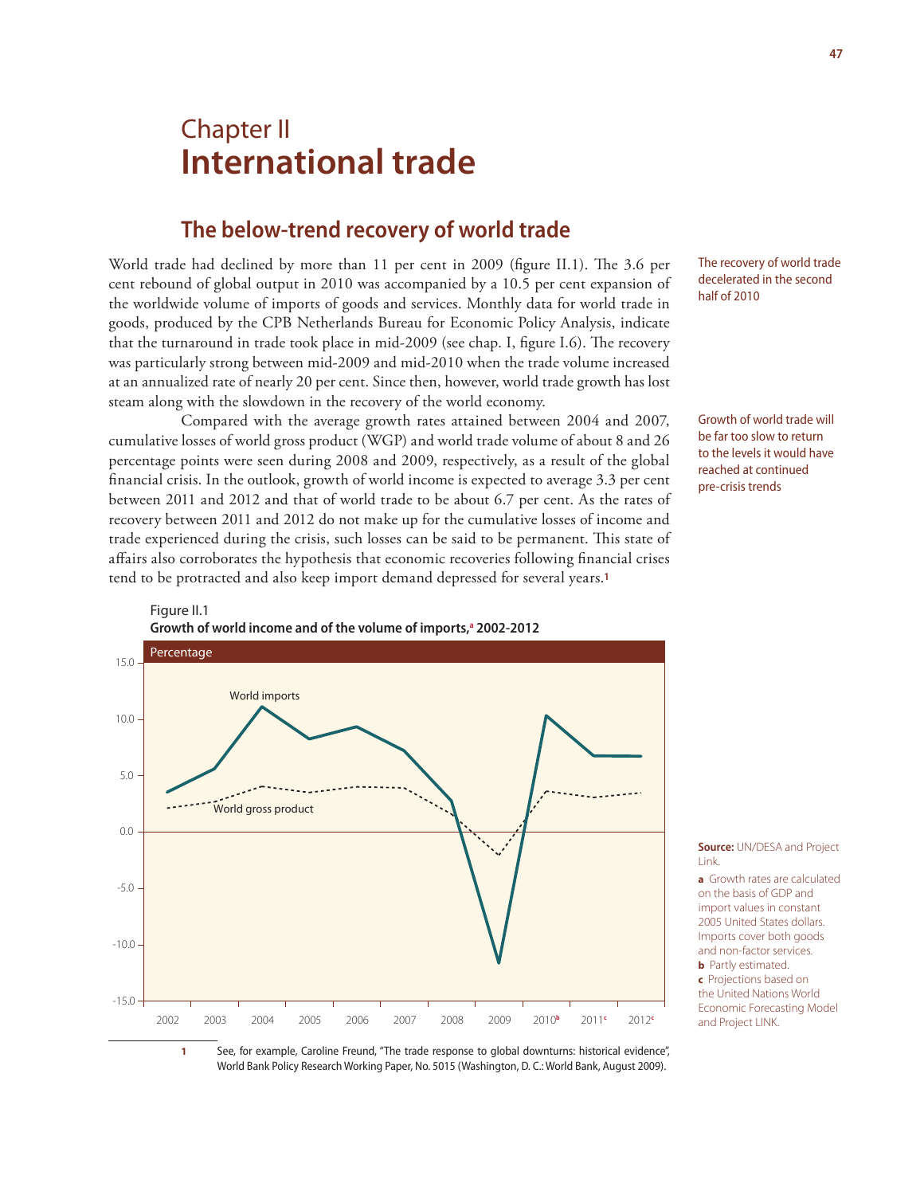# Chapter II
# International trade

## The below-trend recovery of world trade

The recovery of world trade decelerated in the second half of 2010

World trade had declined by more than 11 per cent in 2009 (figure II.1). The 3.6 per cent rebound of global output in 2010 was accompanied by a 10.5 per cent expansion of the worldwide volume of imports of goods and services. Monthly data for world trade in goods, produced by the CPB Netherlands Bureau for Economic Policy Analysis, indicate that the turnaround in trade took place in mid-2009 (see chap. I, figure I.6). The recovery was particularly strong between mid-2009 and mid-2010 when the trade volume increased at an annualized rate of nearly 20 per cent. Since then, however, world trade growth has lost steam along with the slowdown in the recovery of the world economy.

Growth of world trade will be far too slow to return to the levels it would have reached at continued pre-crisis trends

Compared with the average growth rates attained between 2004 and 2007, cumulative losses of world gross product (WGP) and world trade volume of about 8 and 26 percentage points were seen during 2008 and 2009, respectively, as a result of the global financial crisis. In the outlook, growth of world income is expected to average 3.3 per cent between 2011 and 2012 and that of world trade to be about 6.7 per cent. As the rates of recovery between 2011 and 2012 do not make up for the cumulative losses of income and trade experienced during the crisis, such losses can be said to be permanent. This state of affairs also corroborates the hypothesis that economic recoveries following financial crises tend to be protracted and also keep import demand depressed for several years.[1]

Figure II.1
**Growth of world income and of the volume of imports,[a] 2002-2012**

Percentage

World imports
World gross product

2002 2003 2004 2005 2006 2007 2008 2009 2010[b] 2011[c] 2012[c]

**Source:** UN/DESA and Project Link.

**a** Growth rates are calculated on the basis of GDP and import values in constant 2005 United States dollars. Imports cover both goods and non-factor services.
**b** Partly estimated.
**c** Projections based on the United Nations World Economic Forecasting Model and Project LINK.

1 See, for example, Caroline Freund, "The trade response to global downturns: historical evidence", World Bank Policy Research Working Paper, No. 5015 (Washington, D. C.: World Bank, August 2009).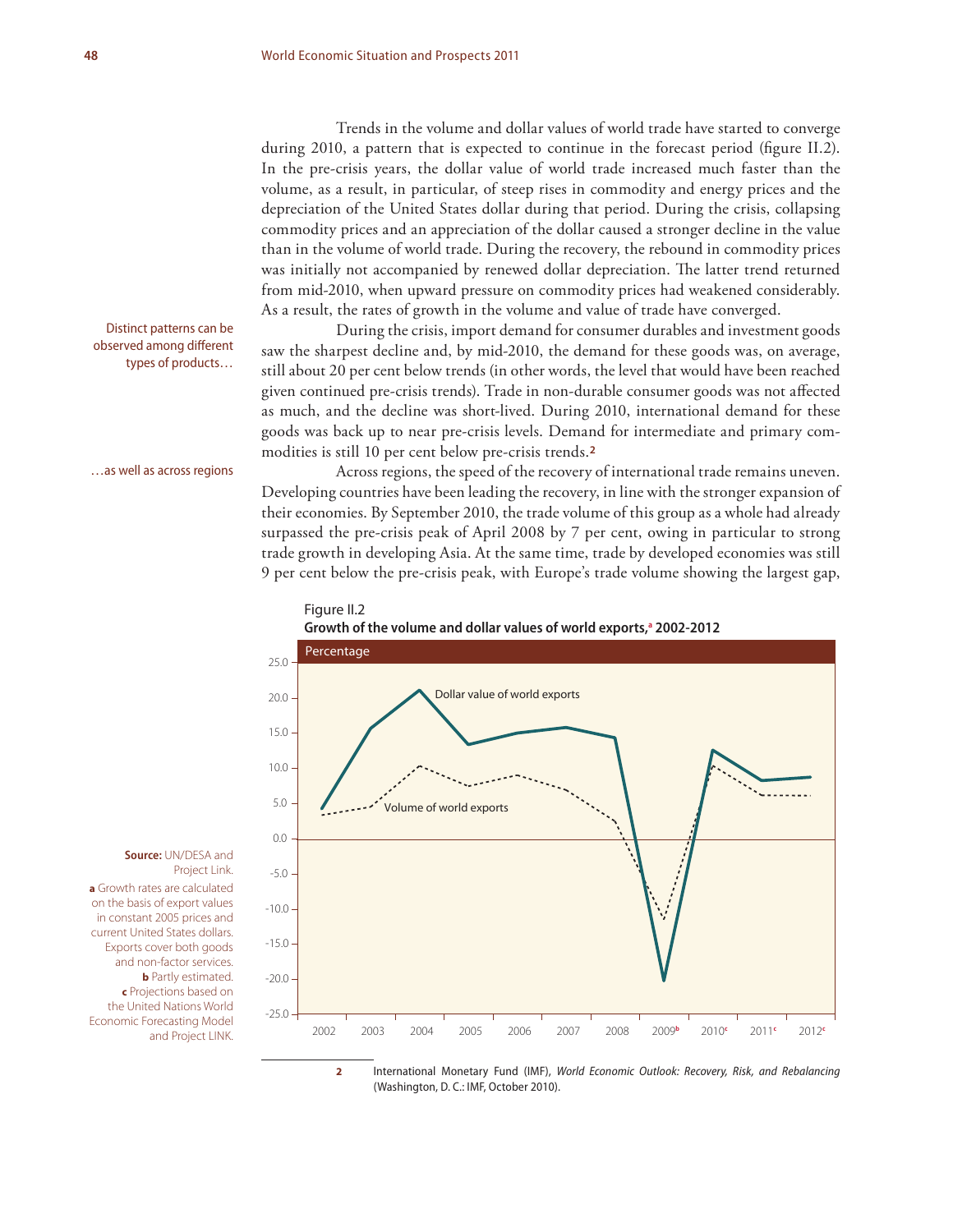Trends in the volume and dollar values of world trade have started to converge during 2010, a pattern that is expected to continue in the forecast period (figure II.2). In the pre-crisis years, the dollar value of world trade increased much faster than the volume, as a result, in particular, of steep rises in commodity and energy prices and the depreciation of the United States dollar during that period. During the crisis, collapsing commodity prices and an appreciation of the dollar caused a stronger decline in the value than in the volume of world trade. During the recovery, the rebound in commodity prices was initially not accompanied by renewed dollar depreciation. The latter trend returned from mid-2010, when upward pressure on commodity prices had weakened considerably. As a result, the rates of growth in the volume and value of trade have converged.

Distinct patterns can be observed among different types of products…

During the crisis, import demand for consumer durables and investment goods saw the sharpest decline and, by mid-2010, the demand for these goods was, on average, still about 20 per cent below trends (in other words, the level that would have been reached given continued pre-crisis trends). Trade in non-durable consumer goods was not affected as much, and the decline was short-lived. During 2010, international demand for these goods was back up to near pre-crisis levels. Demand for intermediate and primary commodities is still 10 per cent below pre-crisis trends.[2]

…as well as across regions

Across regions, the speed of the recovery of international trade remains uneven. Developing countries have been leading the recovery, in line with the stronger expansion of their economies. By September 2010, the trade volume of this group as a whole had already surpassed the pre-crisis peak of April 2008 by 7 per cent, owing in particular to strong trade growth in developing Asia. At the same time, trade by developed economies was still 9 per cent below the pre-crisis peak, with Europe's trade volume showing the largest gap,

Figure II.2
**Growth of the volume and dollar values of world exports,[a] 2002-2012**

Percentage

**Source:** UN/DESA and Project Link.
**a** Growth rates are calculated on the basis of export values in constant 2005 prices and current United States dollars. Exports cover both goods and non-factor services.
**b** Partly estimated.
**c** Projections based on the United Nations World Economic Forecasting Model and Project LINK.

2 International Monetary Fund (IMF), *World Economic Outlook: Recovery, Risk, and Rebalancing* (Washington, D. C.: IMF, October 2010).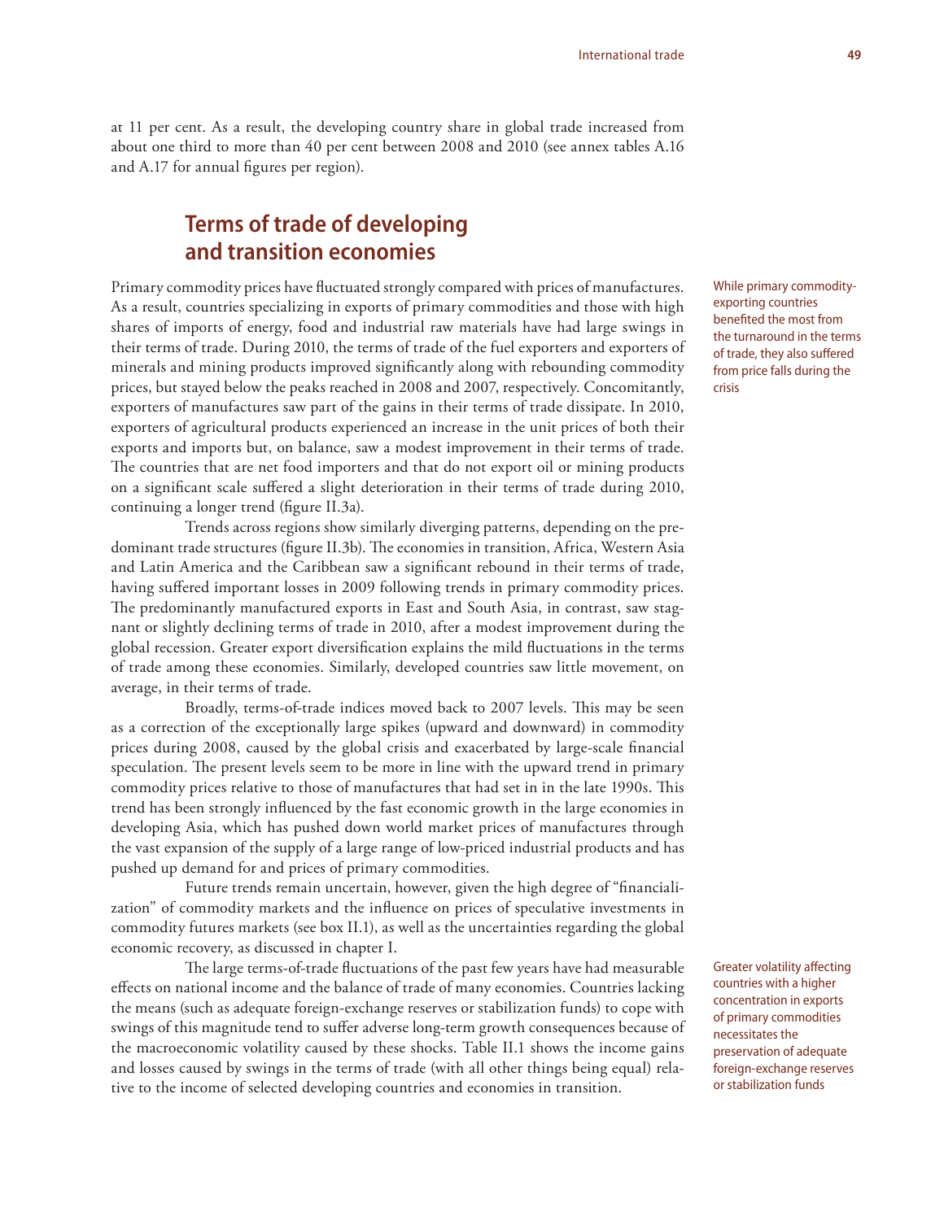at 11 per cent. As a result, the developing country share in global trade increased from about one third to more than 40 per cent between 2008 and 2010 (see annex tables A.16 and A.17 for annual figures per region).

## Terms of trade of developing and transition economies

While primary commodity-exporting countries benefited the most from the turnaround in the terms of trade, they also suffered from price falls during the crisis

Primary commodity prices have fluctuated strongly compared with prices of manufactures. As a result, countries specializing in exports of primary commodities and those with high shares of imports of energy, food and industrial raw materials have had large swings in their terms of trade. During 2010, the terms of trade of the fuel exporters and exporters of minerals and mining products improved significantly along with rebounding commodity prices, but stayed below the peaks reached in 2008 and 2007, respectively. Concomitantly, exporters of manufactures saw part of the gains in their terms of trade dissipate. In 2010, exporters of agricultural products experienced an increase in the unit prices of both their exports and imports but, on balance, saw a modest improvement in their terms of trade. The countries that are net food importers and that do not export oil or mining products on a significant scale suffered a slight deterioration in their terms of trade during 2010, continuing a longer trend (figure II.3a).

Trends across regions show similarly diverging patterns, depending on the predominant trade structures (figure II.3b). The economies in transition, Africa, Western Asia and Latin America and the Caribbean saw a significant rebound in their terms of trade, having suffered important losses in 2009 following trends in primary commodity prices. The predominantly manufactured exports in East and South Asia, in contrast, saw stagnant or slightly declining terms of trade in 2010, after a modest improvement during the global recession. Greater export diversification explains the mild fluctuations in the terms of trade among these economies. Similarly, developed countries saw little movement, on average, in their terms of trade.

Broadly, terms-of-trade indices moved back to 2007 levels. This may be seen as a correction of the exceptionally large spikes (upward and downward) in commodity prices during 2008, caused by the global crisis and exacerbated by large-scale financial speculation. The present levels seem to be more in line with the upward trend in primary commodity prices relative to those of manufactures that had set in in the late 1990s. This trend has been strongly influenced by the fast economic growth in the large economies in developing Asia, which has pushed down world market prices of manufactures through the vast expansion of the supply of a large range of low-priced industrial products and has pushed up demand for and prices of primary commodities.

Future trends remain uncertain, however, given the high degree of "financialization" of commodity markets and the influence on prices of speculative investments in commodity futures markets (see box II.1), as well as the uncertainties regarding the global economic recovery, as discussed in chapter I.

Greater volatility affecting countries with a higher concentration in exports of primary commodities necessitates the preservation of adequate foreign-exchange reserves or stabilization funds

The large terms-of-trade fluctuations of the past few years have had measurable effects on national income and the balance of trade of many economies. Countries lacking the means (such as adequate foreign-exchange reserves or stabilization funds) to cope with swings of this magnitude tend to suffer adverse long-term growth consequences because of the macroeconomic volatility caused by these shocks. Table II.1 shows the income gains and losses caused by swings in the terms of trade (with all other things being equal) relative to the income of selected developing countries and economies in transition.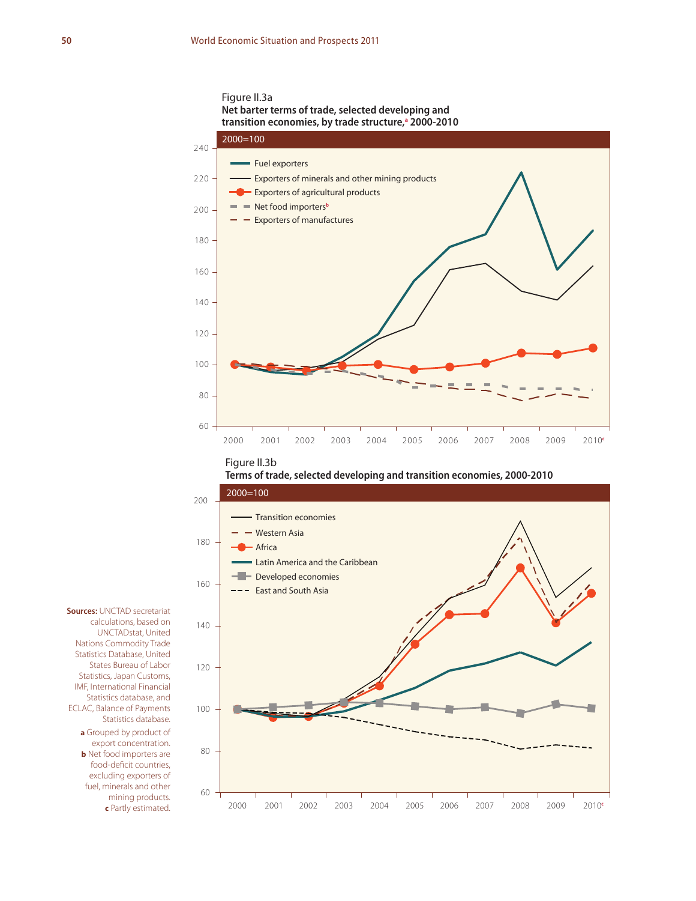Figure II.3a
**Net barter terms of trade, selected developing and transition economies, by trade structure,[a] 2000-2010**

2000=100

Figure II.3b
**Terms of trade, selected developing and transition economies, 2000-2010**

2000=100

**Sources:** UNCTAD secretariat calculations, based on UNCTADstat, United Nations Commodity Trade Statistics Database, United States Bureau of Labor Statistics, Japan Customs, IMF, International Financial Statistics database, and ECLAC, Balance of Payments Statistics database.

**a** Grouped by product of export concentration.

**b** Net food importers are food-deficit countries, excluding exporters of fuel, minerals and other mining products.

**c** Partly estimated.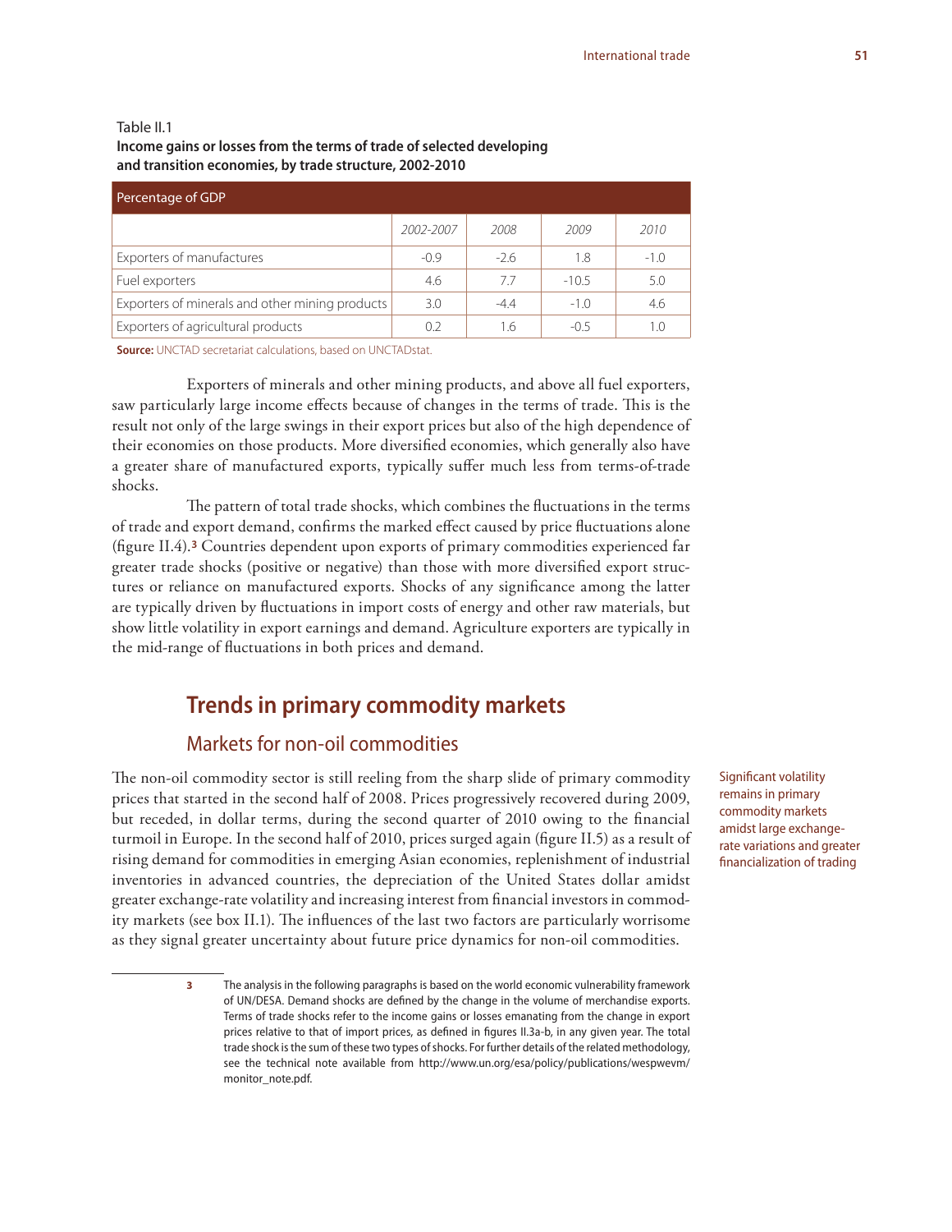Table II.1
**Income gains or losses from the terms of trade of selected developing and transition economies, by trade structure, 2002-2010**

| Percentage of GDP | | | | |
|---|---|---|---|---|
| | *2002-2007* | *2008* | *2009* | *2010* |
| Exporters of manufactures | -0.9 | -2.6 | 1.8 | -1.0 |
| Fuel exporters | 4.6 | 7.7 | -10.5 | 5.0 |
| Exporters of minerals and other mining products | 3.0 | -4.4 | -1.0 | 4.6 |
| Exporters of agricultural products | 0.2 | 1.6 | -0.5 | 1.0 |

**Source:** UNCTAD secretariat calculations, based on UNCTADstat.

Exporters of minerals and other mining products, and above all fuel exporters, saw particularly large income effects because of changes in the terms of trade. This is the result not only of the large swings in their export prices but also of the high dependence of their economies on those products. More diversified economies, which generally also have a greater share of manufactured exports, typically suffer much less from terms-of-trade shocks.

The pattern of total trade shocks, which combines the fluctuations in the terms of trade and export demand, confirms the marked effect caused by price fluctuations alone (figure II.4).[3] Countries dependent upon exports of primary commodities experienced far greater trade shocks (positive or negative) than those with more diversified export structures or reliance on manufactured exports. Shocks of any significance among the latter are typically driven by fluctuations in import costs of energy and other raw materials, but show little volatility in export earnings and demand. Agriculture exporters are typically in the mid-range of fluctuations in both prices and demand.

## Trends in primary commodity markets

### Markets for non-oil commodities

Significant volatility remains in primary commodity markets amidst large exchange-rate variations and greater financialization of trading

The non-oil commodity sector is still reeling from the sharp slide of primary commodity prices that started in the second half of 2008. Prices progressively recovered during 2009, but receded, in dollar terms, during the second quarter of 2010 owing to the financial turmoil in Europe. In the second half of 2010, prices surged again (figure II.5) as a result of rising demand for commodities in emerging Asian economies, replenishment of industrial inventories in advanced countries, the depreciation of the United States dollar amidst greater exchange-rate volatility and increasing interest from financial investors in commodity markets (see box II.1). The influences of the last two factors are particularly worrisome as they signal greater uncertainty about future price dynamics for non-oil commodities.

---

3 The analysis in the following paragraphs is based on the world economic vulnerability framework of UN/DESA. Demand shocks are defined by the change in the volume of merchandise exports. Terms of trade shocks refer to the income gains or losses emanating from the change in export prices relative to that of import prices, as defined in figures II.3a-b, in any given year. The total trade shock is the sum of these two types of shocks. For further details of the related methodology, see the technical note available from http://www.un.org/esa/policy/publications/wespwevm/monitor_note.pdf.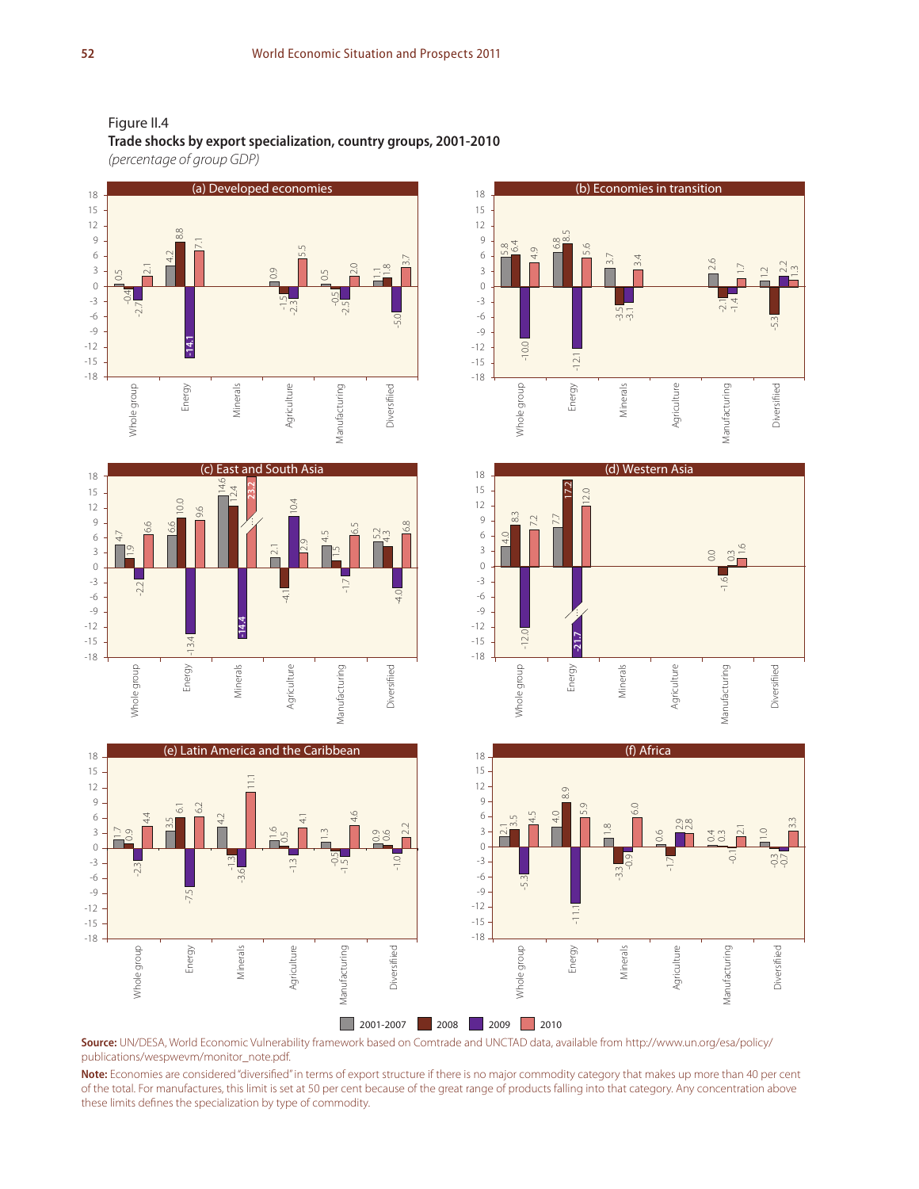Figure II.4

**Trade shocks by export specialization, country groups, 2001-2010**

*(percentage of group GDP)*

**(a) Developed economies**

| | 2001-2007 | 2008 | 2009 | 2010 |
|---|---|---|---|---|
| Whole group | 0.5 | -0.4 | -2.7 | 2.1 |
| Energy | 4.2 | 8.8 | -14.1 | 7.1 |
| Minerals | | | | |
| Agriculture | 0.9 | -1.5 | -2.3 | 5.5 |
| Manufacturing | 0.5 | -0.5 | -2.5 | 2.0 |
| Diversified | 1.1 | 1.8 | -5.0 | 3.7 |

**(b) Economies in transition**

| | 2001-2007 | 2008 | 2009 | 2010 |
|---|---|---|---|---|
| Whole group | 5.8 | 6.4 | -10.0 | 4.9 |
| Energy | 6.8 | 8.5 | -12.1 | 5.6 |
| Minerals | 3.7 | -3.5 | -3.1 | 3.4 |
| Agriculture | | | | |
| Manufacturing | 2.6 | -2.1 | -1.4 | 1.7 |
| Diversified | 1.2 | -5.3 | 2.2 | 1.3 |

**(c) East and South Asia**

| | 2001-2007 | 2008 | 2009 | 2010 |
|---|---|---|---|---|
| Whole group | 4.7 | 1.9 | -2.2 | 6.6 |
| Energy | 6.6 | 10.0 | -13.4 | 9.6 |
| Minerals | 14.6 | 12.4 | -14.4 | 23.2 |
| Agriculture | 2.1 | -4.1 | 10.4 | 2.9 |
| Manufacturing | 4.5 | 1.5 | -1.7 | 6.5 |
| Diversified | 5.2 | 4.3 | -4.0 | 6.8 |

**(d) Western Asia**

| | 2001-2007 | 2008 | 2009 | 2010 |
|---|---|---|---|---|
| Whole group | 4.0 | 8.3 | -12.0 | 7.2 |
| Energy | 7.7 | 17.2 | -21.7 | 12.0 |
| Minerals | | | | |
| Agriculture | | | | |
| Manufacturing | 0.0 | -1.6 | 0.3 | 1.6 |
| Diversified | | | | |

**(e) Latin America and the Caribbean**

| | 2001-2007 | 2008 | 2009 | 2010 |
|---|---|---|---|---|
| Whole group | 1.7 | 0.9 | -2.3 | 4.4 |
| Energy | 3.5 | 6.1 | -7.5 | 6.2 |
| Minerals | 4.2 | -1.3 | -3.6 | 11.1 |
| Agriculture | 1.6 | 0.5 | -1.3 | 4.1 |
| Manufacturing | 1.3 | -0.5 | -1.5 | 4.6 |
| Diversified | 0.9 | 0.6 | -1.0 | 2.2 |

**(f) Africa**

| | 2001-2007 | 2008 | 2009 | 2010 |
|---|---|---|---|---|
| Whole group | 2.1 | 3.5 | -5.3 | 4.5 |
| Energy | 4.0 | 8.9 | -11.1 | 5.9 |
| Minerals | 1.8 | -3.3 | -0.9 | 6.0 |
| Agriculture | 0.6 | -1.7 | 2.9 | 2.8 |
| Manufacturing | 0.4 | 0.3 | -0.1 | 2.1 |
| Diversified | 1.0 | -0.3 | -0.7 | 3.3 |

**Source:** UN/DESA, World Economic Vulnerability framework based on Comtrade and UNCTAD data, available from http://www.un.org/esa/policy/publications/wespwevm/monitor_note.pdf.

**Note:** Economies are considered "diversified" in terms of export structure if there is no major commodity category that makes up more than 40 per cent of the total. For manufactures, this limit is set at 50 per cent because of the great range of products falling into that category. Any concentration above these limits defines the specialization by type of commodity.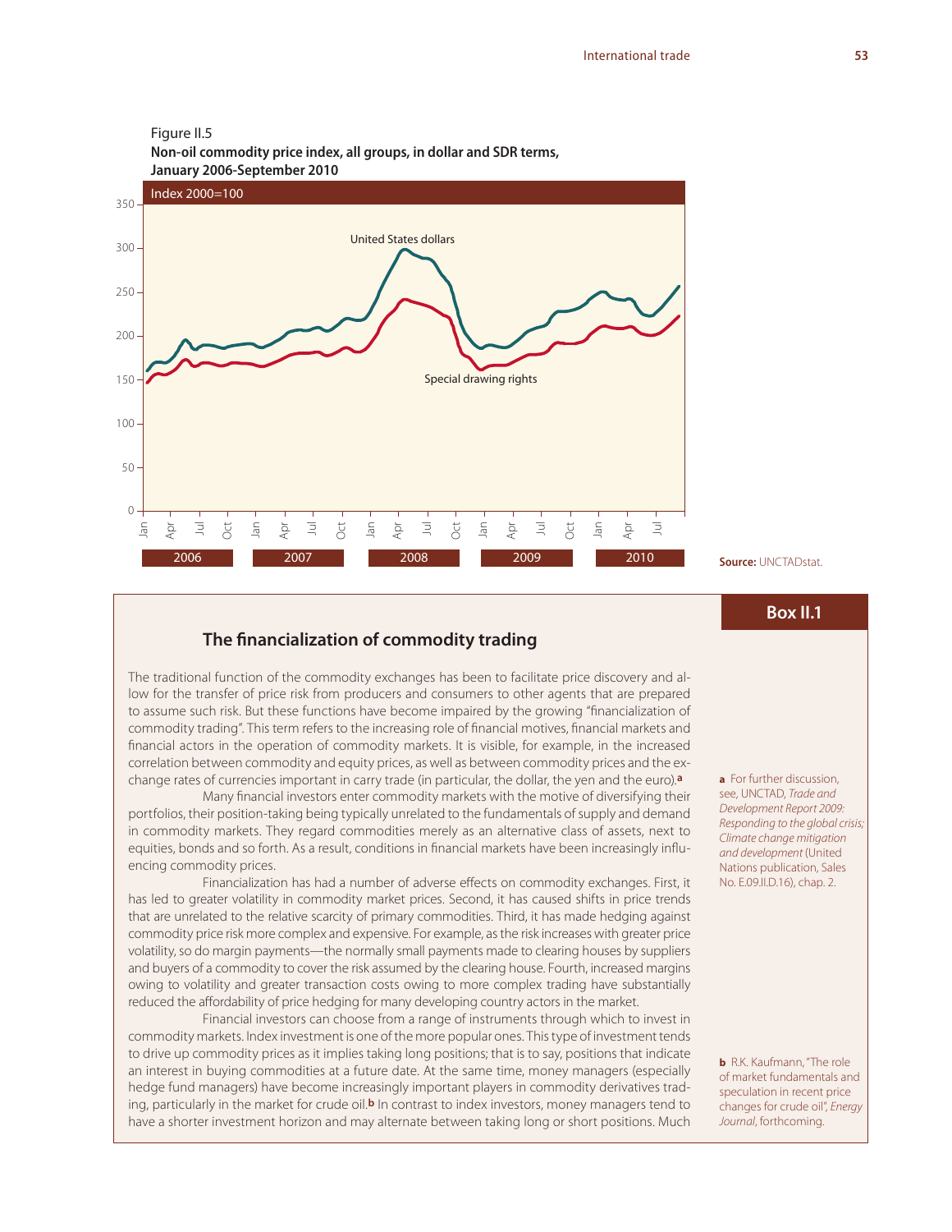Figure II.5

**Non-oil commodity price index, all groups, in dollar and SDR terms, January 2006-September 2010**

Index 2000=100

350
300
250
200
150
100
50
0

United States dollars

Special drawing rights

Jan Apr Jul Oct Jan Apr Jul Oct Jan Apr Jul Oct Jan Apr Jul Oct Jan Apr Jul

2006 2007 2008 2009 2010

**Source:** UNCTADstat.

**Box II.1**

## The financialization of commodity trading

The traditional function of the commodity exchanges has been to facilitate price discovery and allow for the transfer of price risk from producers and consumers to other agents that are prepared to assume such risk. But these functions have become impaired by the growing "financialization of commodity trading". This term refers to the increasing role of financial motives, financial markets and financial actors in the operation of commodity markets. It is visible, for example, in the increased correlation between commodity and equity prices, as well as between commodity prices and the exchange rates of currencies important in carry trade (in particular, the dollar, the yen and the euro).[a]

Many financial investors enter commodity markets with the motive of diversifying their portfolios, their position-taking being typically unrelated to the fundamentals of supply and demand in commodity markets. They regard commodities merely as an alternative class of assets, next to equities, bonds and so forth. As a result, conditions in financial markets have been increasingly influencing commodity prices.

Financialization has had a number of adverse effects on commodity exchanges. First, it has led to greater volatility in commodity market prices. Second, it has caused shifts in price trends that are unrelated to the relative scarcity of primary commodities. Third, it has made hedging against commodity price risk more complex and expensive. For example, as the risk increases with greater price volatility, so do margin payments—the normally small payments made to clearing houses by suppliers and buyers of a commodity to cover the risk assumed by the clearing house. Fourth, increased margins owing to volatility and greater transaction costs owing to more complex trading have substantially reduced the affordability of price hedging for many developing country actors in the market.

Financial investors can choose from a range of instruments through which to invest in commodity markets. Index investment is one of the more popular ones. This type of investment tends to drive up commodity prices as it implies taking long positions; that is to say, positions that indicate an interest in buying commodities at a future date. At the same time, money managers (especially hedge fund managers) have become increasingly important players in commodity derivatives trading, particularly in the market for crude oil.[b] In contrast to index investors, money managers tend to have a shorter investment horizon and may alternate between taking long or short positions. Much

**a** For further discussion, see, UNCTAD, *Trade and Development Report 2009: Responding to the global crisis; Climate change mitigation and development* (United Nations publication, Sales No. E.09.II.D.16), chap. 2.

**b** R.K. Kaufmann, "The role of market fundamentals and speculation in recent price changes for crude oil", *Energy Journal*, forthcoming.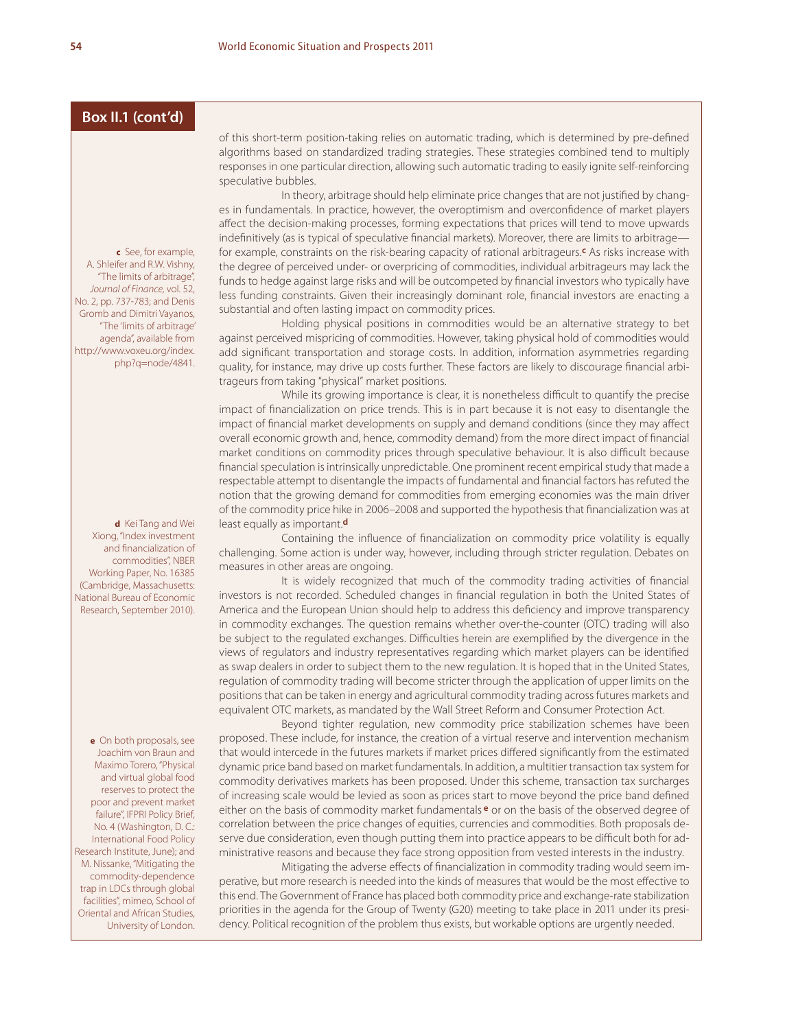## Box II.1 (cont'd)

of this short-term position-taking relies on automatic trading, which is determined by pre-defined algorithms based on standardized trading strategies. These strategies combined tend to multiply responses in one particular direction, allowing such automatic trading to easily ignite self-reinforcing speculative bubbles.

In theory, arbitrage should help eliminate price changes that are not justified by changes in fundamentals. In practice, however, the overoptimism and overconfidence of market players affect the decision-making processes, forming expectations that prices will tend to move upwards indefinitively (as is typical of speculative financial markets). Moreover, there are limits to arbitrage—for example, constraints on the risk-bearing capacity of rational arbitrageurs.[c] As risks increase with the degree of perceived under- or overpricing of commodities, individual arbitrageurs may lack the funds to hedge against large risks and will be outcompeted by financial investors who typically have less funding constraints. Given their increasingly dominant role, financial investors are enacting a substantial and often lasting impact on commodity prices.

Holding physical positions in commodities would be an alternative strategy to bet against perceived mispricing of commodities. However, taking physical hold of commodities would add significant transportation and storage costs. In addition, information asymmetries regarding quality, for instance, may drive up costs further. These factors are likely to discourage financial arbitrageurs from taking "physical" market positions.

While its growing importance is clear, it is nonetheless difficult to quantify the precise impact of financialization on price trends. This is in part because it is not easy to disentangle the impact of financial market developments on supply and demand conditions (since they may affect overall economic growth and, hence, commodity demand) from the more direct impact of financial market conditions on commodity prices through speculative behaviour. It is also difficult because financial speculation is intrinsically unpredictable. One prominent recent empirical study that made a respectable attempt to disentangle the impacts of fundamental and financial factors has refuted the notion that the growing demand for commodities from emerging economies was the main driver of the commodity price hike in 2006–2008 and supported the hypothesis that financialization was at least equally as important.[d]

Containing the influence of financialization on commodity price volatility is equally challenging. Some action is under way, however, including through stricter regulation. Debates on measures in other areas are ongoing.

It is widely recognized that much of the commodity trading activities of financial investors is not recorded. Scheduled changes in financial regulation in both the United States of America and the European Union should help to address this deficiency and improve transparency in commodity exchanges. The question remains whether over-the-counter (OTC) trading will also be subject to the regulated exchanges. Difficulties herein are exemplified by the divergence in the views of regulators and industry representatives regarding which market players can be identified as swap dealers in order to subject them to the new regulation. It is hoped that in the United States, regulation of commodity trading will become stricter through the application of upper limits on the positions that can be taken in energy and agricultural commodity trading across futures markets and equivalent OTC markets, as mandated by the Wall Street Reform and Consumer Protection Act.

Beyond tighter regulation, new commodity price stabilization schemes have been proposed. These include, for instance, the creation of a virtual reserve and intervention mechanism that would intercede in the futures markets if market prices differed significantly from the estimated dynamic price band based on market fundamentals. In addition, a multitier transaction tax system for commodity derivatives markets has been proposed. Under this scheme, transaction tax surcharges of increasing scale would be levied as soon as prices start to move beyond the price band defined either on the basis of commodity market fundamentals[e] or on the basis of the observed degree of correlation between the price changes of equities, currencies and commodities. Both proposals deserve due consideration, even though putting them into practice appears to be difficult both for administrative reasons and because they face strong opposition from vested interests in the industry.

Mitigating the adverse effects of financialization in commodity trading would seem imperative, but more research is needed into the kinds of measures that would be the most effective to this end. The Government of France has placed both commodity price and exchange-rate stabilization priorities in the agenda for the Group of Twenty (G20) meeting to take place in 2011 under its presidency. Political recognition of the problem thus exists, but workable options are urgently needed.

[c] See, for example, A. Shleifer and R.W. Vishny, "The limits of arbitrage", *Journal of Finance*, vol. 52, No. 2, pp. 737-783; and Denis Gromb and Dimitri Vayanos, "The 'limits of arbitrage' agenda", available from http://www.voxeu.org/index.php?q=node/4841.

[d] Kei Tang and Wei Xiong, "Index investment and financialization of commodities", NBER Working Paper, No. 16385 (Cambridge, Massachusetts: National Bureau of Economic Research, September 2010).

[e] On both proposals, see Joachim von Braun and Maximo Torero, "Physical and virtual global food reserves to protect the poor and prevent market failure", IFPRI Policy Brief, No. 4 (Washington, D. C.: International Food Policy Research Institute, June); and M. Nissanke, "Mitigating the commodity-dependence trap in LDCs through global facilities", mimeo, School of Oriental and African Studies, University of London.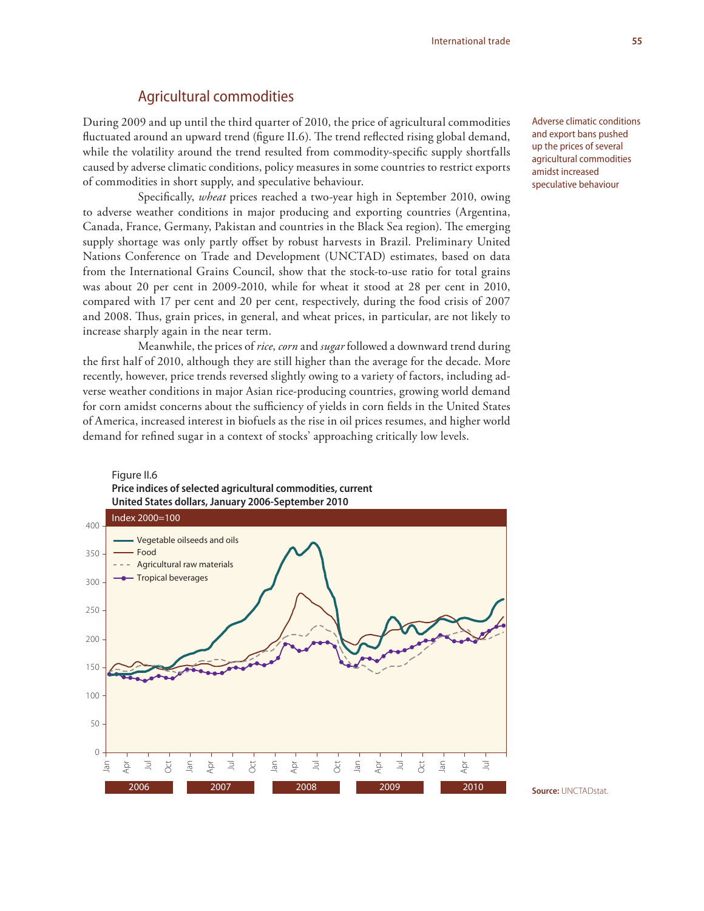## Agricultural commodities

During 2009 and up until the third quarter of 2010, the price of agricultural commodities fluctuated around an upward trend (figure II.6). The trend reflected rising global demand, while the volatility around the trend resulted from commodity-specific supply shortfalls caused by adverse climatic conditions, policy measures in some countries to restrict exports of commodities in short supply, and speculative behaviour.

Adverse climatic conditions and export bans pushed up the prices of several agricultural commodities amidst increased speculative behaviour

Specifically, *wheat* prices reached a two-year high in September 2010, owing to adverse weather conditions in major producing and exporting countries (Argentina, Canada, France, Germany, Pakistan and countries in the Black Sea region). The emerging supply shortage was only partly offset by robust harvests in Brazil. Preliminary United Nations Conference on Trade and Development (UNCTAD) estimates, based on data from the International Grains Council, show that the stock-to-use ratio for total grains was about 20 per cent in 2009-2010, while for wheat it stood at 28 per cent in 2010, compared with 17 per cent and 20 per cent, respectively, during the food crisis of 2007 and 2008. Thus, grain prices, in general, and wheat prices, in particular, are not likely to increase sharply again in the near term.

Meanwhile, the prices of *rice*, *corn* and *sugar* followed a downward trend during the first half of 2010, although they are still higher than the average for the decade. More recently, however, price trends reversed slightly owing to a variety of factors, including adverse weather conditions in major Asian rice-producing countries, growing world demand for corn amidst concerns about the sufficiency of yields in corn fields in the United States of America, increased interest in biofuels as the rise in oil prices resumes, and higher world demand for refined sugar in a context of stocks' approaching critically low levels.

Figure II.6
**Price indices of selected agricultural commodities, current United States dollars, January 2006-September 2010**

Index 2000=100

Legend: Vegetable oilseeds and oils; Food; Agricultural raw materials; Tropical beverages

**Source:** UNCTADstat.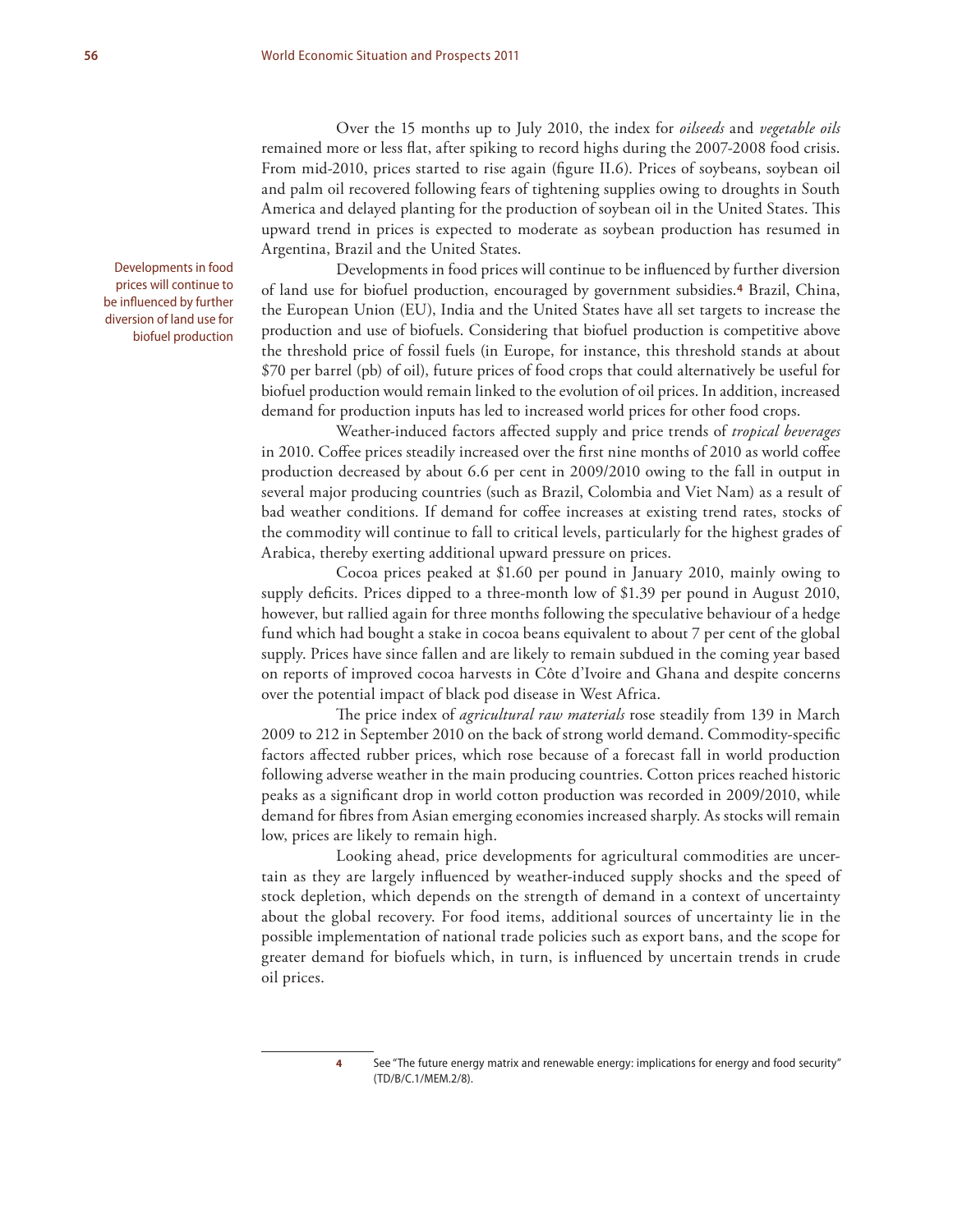Over the 15 months up to July 2010, the index for *oilseeds* and *vegetable oils* remained more or less flat, after spiking to record highs during the 2007-2008 food crisis. From mid-2010, prices started to rise again (figure II.6). Prices of soybeans, soybean oil and palm oil recovered following fears of tightening supplies owing to droughts in South America and delayed planting for the production of soybean oil in the United States. This upward trend in prices is expected to moderate as soybean production has resumed in Argentina, Brazil and the United States.

Developments in food prices will continue to be influenced by further diversion of land use for biofuel production

Developments in food prices will continue to be influenced by further diversion of land use for biofuel production, encouraged by government subsidies.[4] Brazil, China, the European Union (EU), India and the United States have all set targets to increase the production and use of biofuels. Considering that biofuel production is competitive above the threshold price of fossil fuels (in Europe, for instance, this threshold stands at about $70 per barrel (pb) of oil), future prices of food crops that could alternatively be useful for biofuel production would remain linked to the evolution of oil prices. In addition, increased demand for production inputs has led to increased world prices for other food crops.

Weather-induced factors affected supply and price trends of *tropical beverages* in 2010. Coffee prices steadily increased over the first nine months of 2010 as world coffee production decreased by about 6.6 per cent in 2009/2010 owing to the fall in output in several major producing countries (such as Brazil, Colombia and Viet Nam) as a result of bad weather conditions. If demand for coffee increases at existing trend rates, stocks of the commodity will continue to fall to critical levels, particularly for the highest grades of Arabica, thereby exerting additional upward pressure on prices.

Cocoa prices peaked at $1.60 per pound in January 2010, mainly owing to supply deficits. Prices dipped to a three-month low of $1.39 per pound in August 2010, however, but rallied again for three months following the speculative behaviour of a hedge fund which had bought a stake in cocoa beans equivalent to about 7 per cent of the global supply. Prices have since fallen and are likely to remain subdued in the coming year based on reports of improved cocoa harvests in Côte d'Ivoire and Ghana and despite concerns over the potential impact of black pod disease in West Africa.

The price index of *agricultural raw materials* rose steadily from 139 in March 2009 to 212 in September 2010 on the back of strong world demand. Commodity-specific factors affected rubber prices, which rose because of a forecast fall in world production following adverse weather in the main producing countries. Cotton prices reached historic peaks as a significant drop in world cotton production was recorded in 2009/2010, while demand for fibres from Asian emerging economies increased sharply. As stocks will remain low, prices are likely to remain high.

Looking ahead, price developments for agricultural commodities are uncertain as they are largely influenced by weather-induced supply shocks and the speed of stock depletion, which depends on the strength of demand in a context of uncertainty about the global recovery. For food items, additional sources of uncertainty lie in the possible implementation of national trade policies such as export bans, and the scope for greater demand for biofuels which, in turn, is influenced by uncertain trends in crude oil prices.

---

[4] See "The future energy matrix and renewable energy: implications for energy and food security" (TD/B/C.1/MEM.2/8).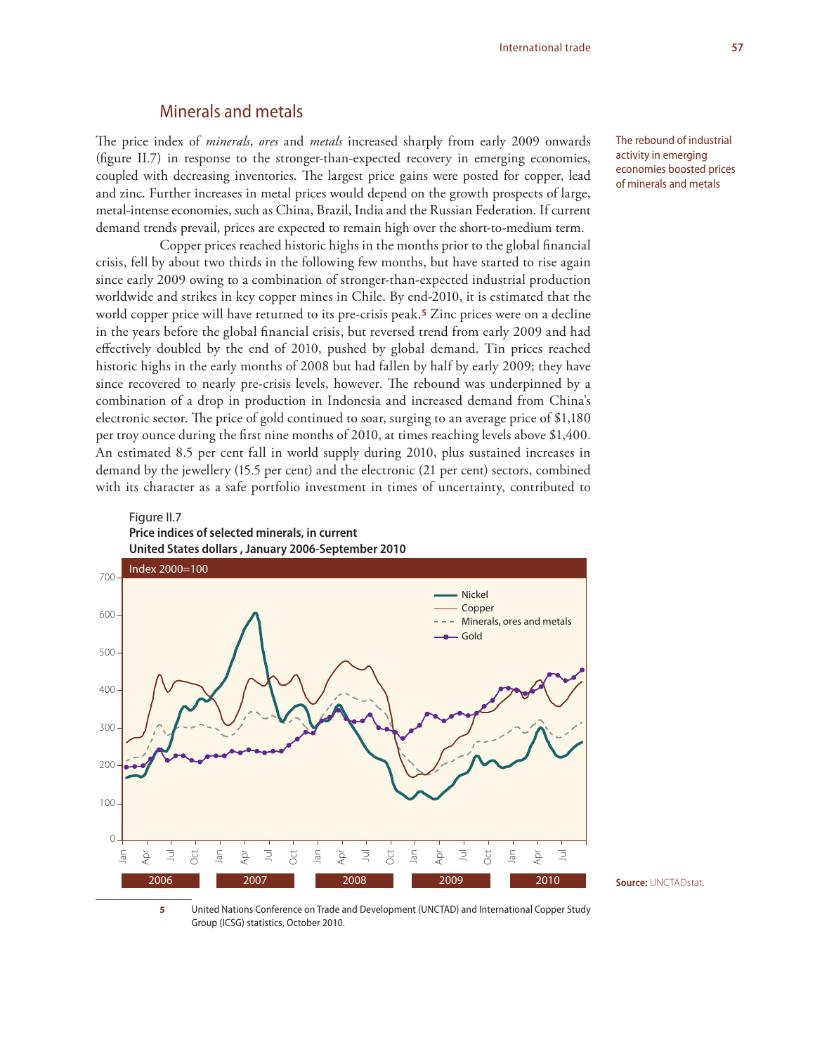## Minerals and metals

The price index of *minerals*, *ores* and *metals* increased sharply from early 2009 onwards (figure II.7) in response to the stronger-than-expected recovery in emerging economies, coupled with decreasing inventories. The largest price gains were posted for copper, lead and zinc. Further increases in metal prices would depend on the growth prospects of large, metal-intense economies, such as China, Brazil, India and the Russian Federation. If current demand trends prevail, prices are expected to remain high over the short-to-medium term.

The rebound of industrial activity in emerging economies boosted prices of minerals and metals

Copper prices reached historic highs in the months prior to the global financial crisis, fell by about two thirds in the following few months, but have started to rise again since early 2009 owing to a combination of stronger-than-expected industrial production worldwide and strikes in key copper mines in Chile. By end-2010, it is estimated that the world copper price will have returned to its pre-crisis peak.[5] Zinc prices were on a decline in the years before the global financial crisis, but reversed trend from early 2009 and had effectively doubled by the end of 2010, pushed by global demand. Tin prices reached historic highs in the early months of 2008 but had fallen by half by early 2009; they have since recovered to nearly pre-crisis levels, however. The rebound was underpinned by a combination of a drop in production in Indonesia and increased demand from China's electronic sector. The price of gold continued to soar, surging to an average price of $1,180 per troy ounce during the first nine months of 2010, at times reaching levels above $1,400. An estimated 8.5 per cent fall in world supply during 2010, plus sustained increases in demand by the jewellery (15.5 per cent) and the electronic (21 per cent) sectors, combined with its character as a safe portfolio investment in times of uncertainty, contributed to

Figure II.7
**Price indices of selected minerals, in current United States dollars , January 2006-September 2010**

Source: UNCTADstat.

[5] United Nations Conference on Trade and Development (UNCTAD) and International Copper Study Group (ICSG) statistics, October 2010.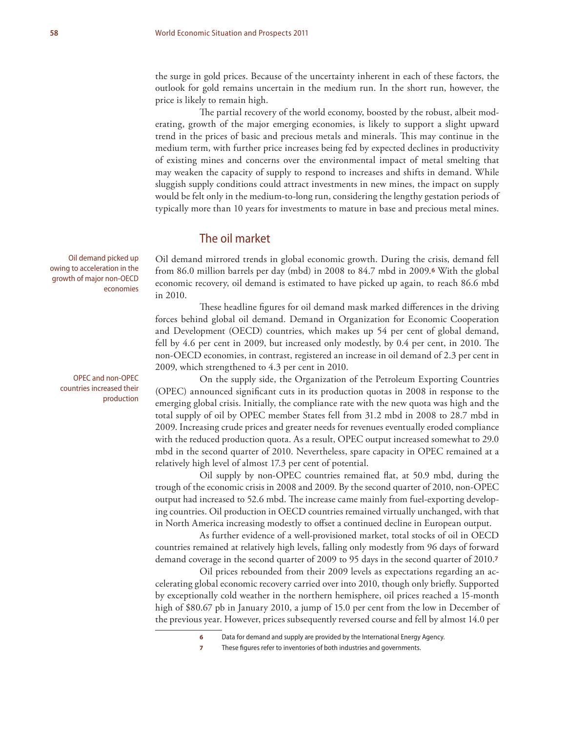the surge in gold prices. Because of the uncertainty inherent in each of these factors, the outlook for gold remains uncertain in the medium run. In the short run, however, the price is likely to remain high.

The partial recovery of the world economy, boosted by the robust, albeit moderating, growth of the major emerging economies, is likely to support a slight upward trend in the prices of basic and precious metals and minerals. This may continue in the medium term, with further price increases being fed by expected declines in productivity of existing mines and concerns over the environmental impact of metal smelting that may weaken the capacity of supply to respond to increases and shifts in demand. While sluggish supply conditions could attract investments in new mines, the impact on supply would be felt only in the medium-to-long run, considering the lengthy gestation periods of typically more than 10 years for investments to mature in base and precious metal mines.

## The oil market

Oil demand picked up owing to acceleration in the growth of major non-OECD economies

Oil demand mirrored trends in global economic growth. During the crisis, demand fell from 86.0 million barrels per day (mbd) in 2008 to 84.7 mbd in 2009.[6] With the global economic recovery, oil demand is estimated to have picked up again, to reach 86.6 mbd in 2010.

These headline figures for oil demand mask marked differences in the driving forces behind global oil demand. Demand in Organization for Economic Cooperation and Development (OECD) countries, which makes up 54 per cent of global demand, fell by 4.6 per cent in 2009, but increased only modestly, by 0.4 per cent, in 2010. The non-OECD economies, in contrast, registered an increase in oil demand of 2.3 per cent in 2009, which strengthened to 4.3 per cent in 2010.

OPEC and non-OPEC countries increased their production

On the supply side, the Organization of the Petroleum Exporting Countries (OPEC) announced significant cuts in its production quotas in 2008 in response to the emerging global crisis. Initially, the compliance rate with the new quota was high and the total supply of oil by OPEC member States fell from 31.2 mbd in 2008 to 28.7 mbd in 2009. Increasing crude prices and greater needs for revenues eventually eroded compliance with the reduced production quota. As a result, OPEC output increased somewhat to 29.0 mbd in the second quarter of 2010. Nevertheless, spare capacity in OPEC remained at a relatively high level of almost 17.3 per cent of potential.

Oil supply by non-OPEC countries remained flat, at 50.9 mbd, during the trough of the economic crisis in 2008 and 2009. By the second quarter of 2010, non-OPEC output had increased to 52.6 mbd. The increase came mainly from fuel-exporting developing countries. Oil production in OECD countries remained virtually unchanged, with that in North America increasing modestly to offset a continued decline in European output.

As further evidence of a well-provisioned market, total stocks of oil in OECD countries remained at relatively high levels, falling only modestly from 96 days of forward demand coverage in the second quarter of 2009 to 95 days in the second quarter of 2010.[7]

Oil prices rebounded from their 2009 levels as expectations regarding an accelerating global economic recovery carried over into 2010, though only briefly. Supported by exceptionally cold weather in the northern hemisphere, oil prices reached a 15-month high of $80.67 pb in January 2010, a jump of 15.0 per cent from the low in December of the previous year. However, prices subsequently reversed course and fell by almost 14.0 per

---

[6] Data for demand and supply are provided by the International Energy Agency.

[7] These figures refer to inventories of both industries and governments.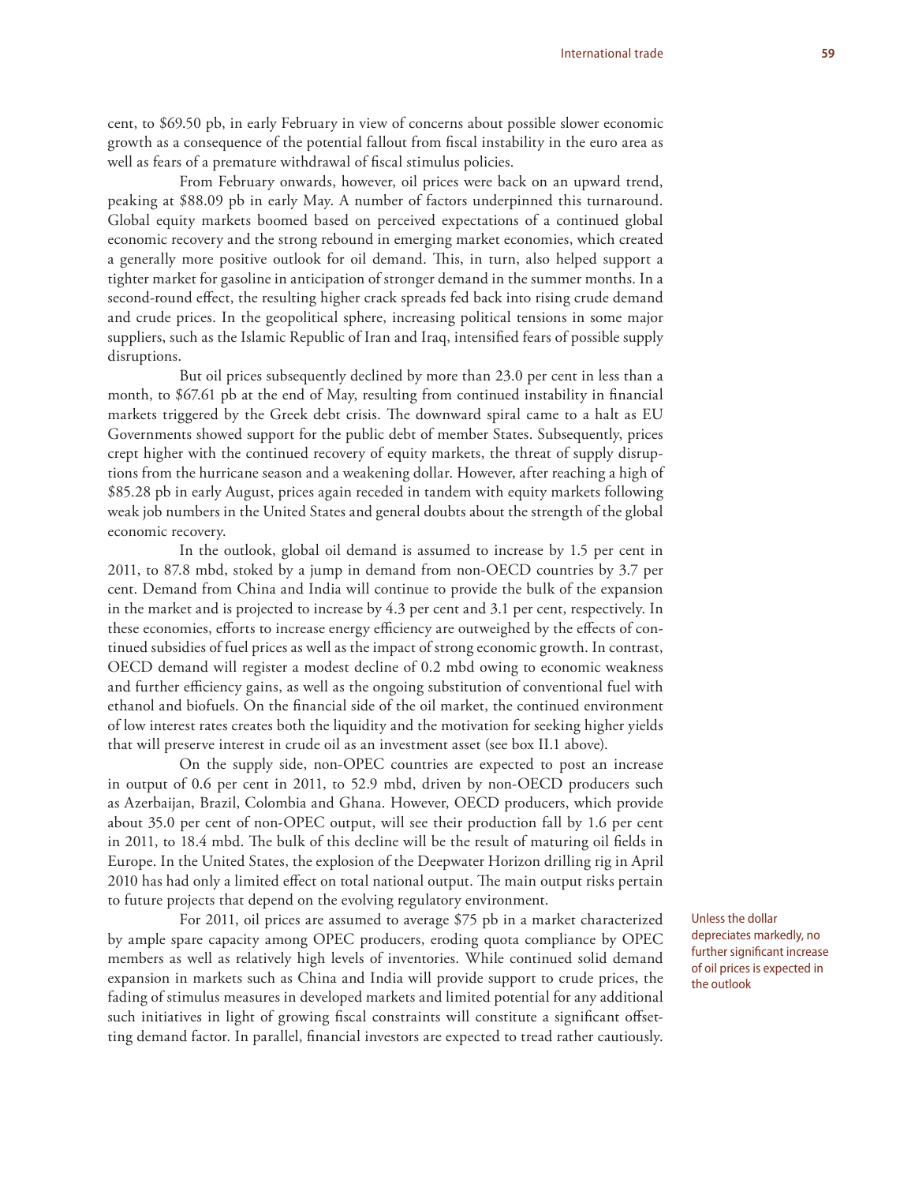cent, to $69.50 pb, in early February in view of concerns about possible slower economic growth as a consequence of the potential fallout from fiscal instability in the euro area as well as fears of a premature withdrawal of fiscal stimulus policies.

From February onwards, however, oil prices were back on an upward trend, peaking at $88.09 pb in early May. A number of factors underpinned this turnaround. Global equity markets boomed based on perceived expectations of a continued global economic recovery and the strong rebound in emerging market economies, which created a generally more positive outlook for oil demand. This, in turn, also helped support a tighter market for gasoline in anticipation of stronger demand in the summer months. In a second-round effect, the resulting higher crack spreads fed back into rising crude demand and crude prices. In the geopolitical sphere, increasing political tensions in some major suppliers, such as the Islamic Republic of Iran and Iraq, intensified fears of possible supply disruptions.

But oil prices subsequently declined by more than 23.0 per cent in less than a month, to $67.61 pb at the end of May, resulting from continued instability in financial markets triggered by the Greek debt crisis. The downward spiral came to a halt as EU Governments showed support for the public debt of member States. Subsequently, prices crept higher with the continued recovery of equity markets, the threat of supply disruptions from the hurricane season and a weakening dollar. However, after reaching a high of $85.28 pb in early August, prices again receded in tandem with equity markets following weak job numbers in the United States and general doubts about the strength of the global economic recovery.

In the outlook, global oil demand is assumed to increase by 1.5 per cent in 2011, to 87.8 mbd, stoked by a jump in demand from non-OECD countries by 3.7 per cent. Demand from China and India will continue to provide the bulk of the expansion in the market and is projected to increase by 4.3 per cent and 3.1 per cent, respectively. In these economies, efforts to increase energy efficiency are outweighed by the effects of continued subsidies of fuel prices as well as the impact of strong economic growth. In contrast, OECD demand will register a modest decline of 0.2 mbd owing to economic weakness and further efficiency gains, as well as the ongoing substitution of conventional fuel with ethanol and biofuels. On the financial side of the oil market, the continued environment of low interest rates creates both the liquidity and the motivation for seeking higher yields that will preserve interest in crude oil as an investment asset (see box II.1 above).

On the supply side, non-OPEC countries are expected to post an increase in output of 0.6 per cent in 2011, to 52.9 mbd, driven by non-OECD producers such as Azerbaijan, Brazil, Colombia and Ghana. However, OECD producers, which provide about 35.0 per cent of non-OPEC output, will see their production fall by 1.6 per cent in 2011, to 18.4 mbd. The bulk of this decline will be the result of maturing oil fields in Europe. In the United States, the explosion of the Deepwater Horizon drilling rig in April 2010 has had only a limited effect on total national output. The main output risks pertain to future projects that depend on the evolving regulatory environment.

Unless the dollar depreciates markedly, no further significant increase of oil prices is expected in the outlook

For 2011, oil prices are assumed to average $75 pb in a market characterized by ample spare capacity among OPEC producers, eroding quota compliance by OPEC members as well as relatively high levels of inventories. While continued solid demand expansion in markets such as China and India will provide support to crude prices, the fading of stimulus measures in developed markets and limited potential for any additional such initiatives in light of growing fiscal constraints will constitute a significant offsetting demand factor. In parallel, financial investors are expected to tread rather cautiously.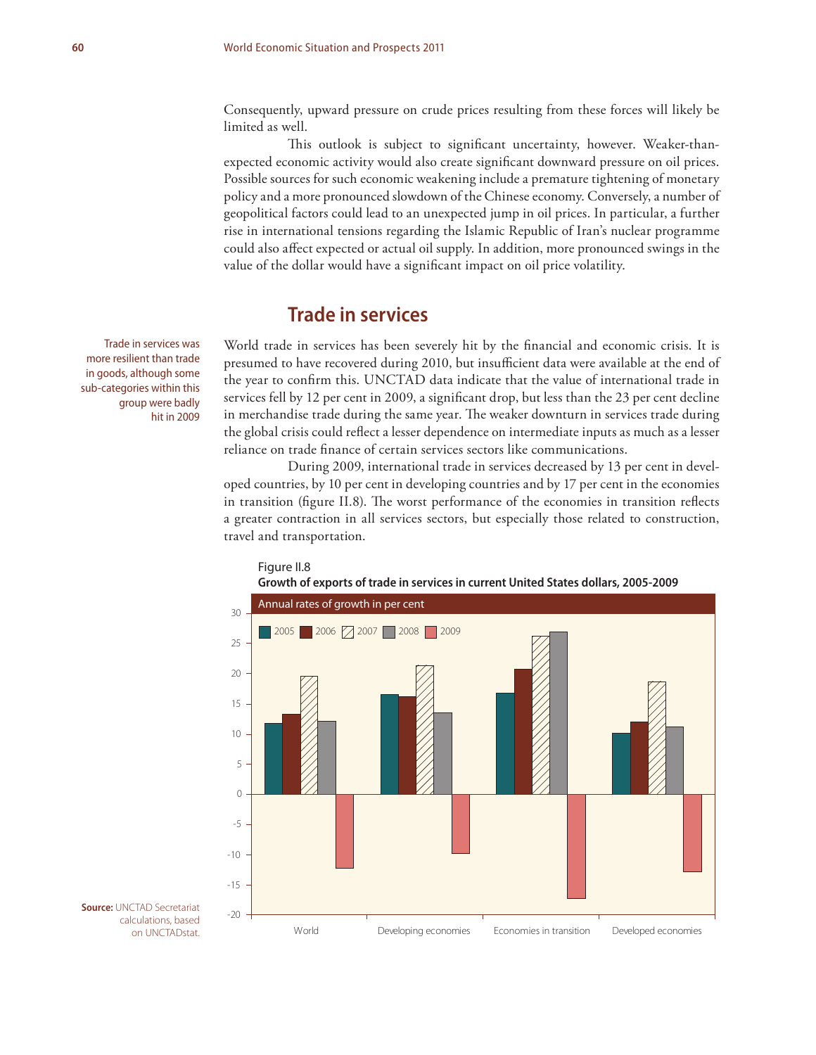Consequently, upward pressure on crude prices resulting from these forces will likely be limited as well.

This outlook is subject to significant uncertainty, however. Weaker-than-expected economic activity would also create significant downward pressure on oil prices. Possible sources for such economic weakening include a premature tightening of monetary policy and a more pronounced slowdown of the Chinese economy. Conversely, a number of geopolitical factors could lead to an unexpected jump in oil prices. In particular, a further rise in international tensions regarding the Islamic Republic of Iran's nuclear programme could also affect expected or actual oil supply. In addition, more pronounced swings in the value of the dollar would have a significant impact on oil price volatility.

## Trade in services

Trade in services was more resilient than trade in goods, although some sub-categories within this group were badly hit in 2009

World trade in services has been severely hit by the financial and economic crisis. It is presumed to have recovered during 2010, but insufficient data were available at the end of the year to confirm this. UNCTAD data indicate that the value of international trade in services fell by 12 per cent in 2009, a significant drop, but less than the 23 per cent decline in merchandise trade during the same year. The weaker downturn in services trade during the global crisis could reflect a lesser dependence on intermediate inputs as much as a lesser reliance on trade finance of certain services sectors like communications.

During 2009, international trade in services decreased by 13 per cent in developed countries, by 10 per cent in developing countries and by 17 per cent in the economies in transition (figure II.8). The worst performance of the economies in transition reflects a greater contraction in all services sectors, but especially those related to construction, travel and transportation.

Figure II.8
**Growth of exports of trade in services in current United States dollars, 2005-2009**

Annual rates of growth in per cent

| | 2005 | 2006 | 2007 | 2008 | 2009 |
|---|---|---|---|---|---|
| World | 11.8 | 13.3 | 19.5 | 12.1 | -12.2 |
| Developing economies | 16.5 | 16.2 | 21.3 | 13.5 | -9.8 |
| Economies in transition | 16.7 | 20.7 | 26.1 | 26.9 | -17.3 |
| Developed economies | 10.1 | 12.0 | 18.6 | 11.2 | -12.8 |

**Source:** UNCTAD Secretariat calculations, based on UNCTADstat.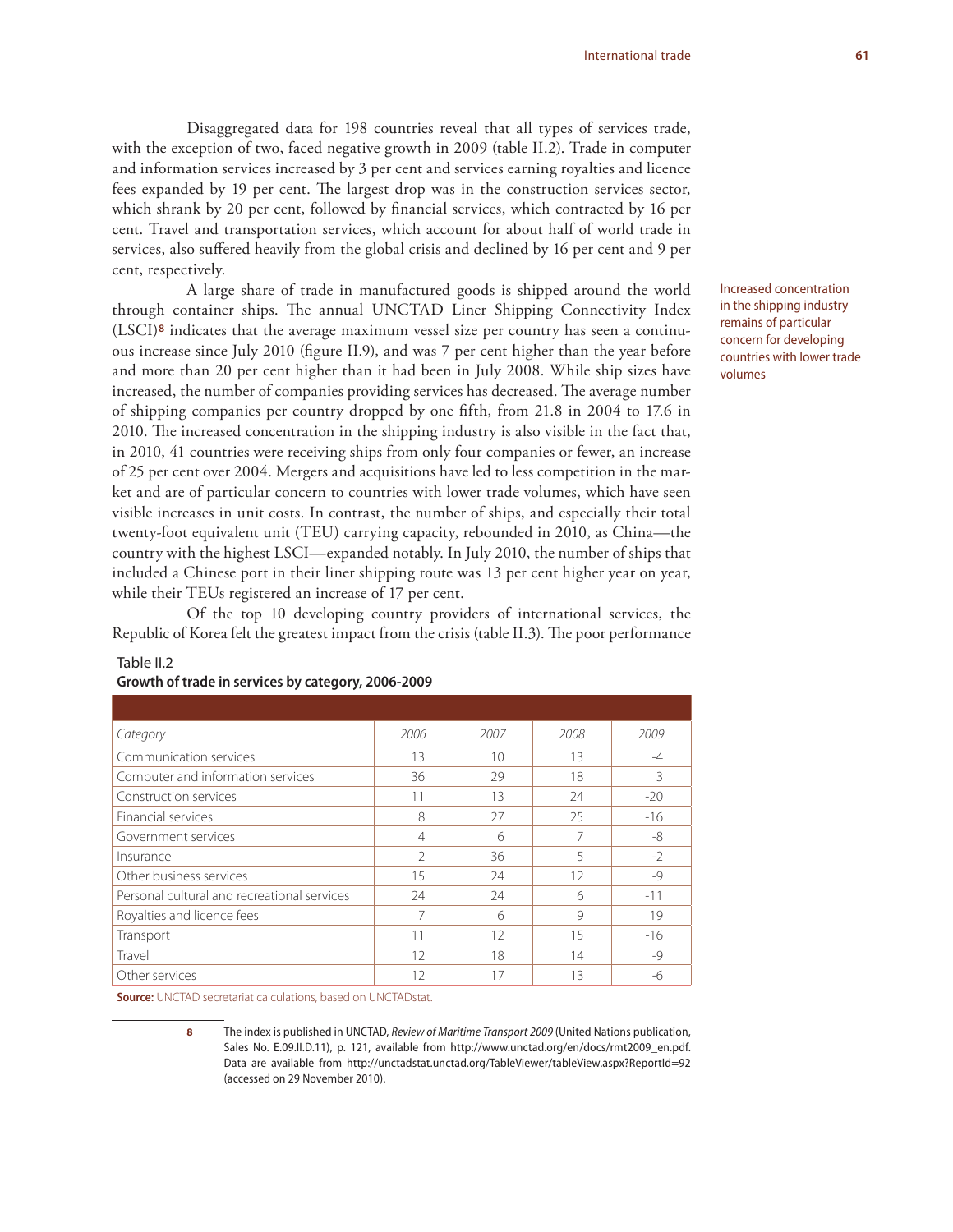Disaggregated data for 198 countries reveal that all types of services trade, with the exception of two, faced negative growth in 2009 (table II.2). Trade in computer and information services increased by 3 per cent and services earning royalties and licence fees expanded by 19 per cent. The largest drop was in the construction services sector, which shrank by 20 per cent, followed by financial services, which contracted by 16 per cent. Travel and transportation services, which account for about half of world trade in services, also suffered heavily from the global crisis and declined by 16 per cent and 9 per cent, respectively.

Increased concentration in the shipping industry remains of particular concern for developing countries with lower trade volumes

A large share of trade in manufactured goods is shipped around the world through container ships. The annual UNCTAD Liner Shipping Connectivity Index (LSCI)[8] indicates that the average maximum vessel size per country has seen a continuous increase since July 2010 (figure II.9), and was 7 per cent higher than the year before and more than 20 per cent higher than it had been in July 2008. While ship sizes have increased, the number of companies providing services has decreased. The average number of shipping companies per country dropped by one fifth, from 21.8 in 2004 to 17.6 in 2010. The increased concentration in the shipping industry is also visible in the fact that, in 2010, 41 countries were receiving ships from only four companies or fewer, an increase of 25 per cent over 2004. Mergers and acquisitions have led to less competition in the market and are of particular concern to countries with lower trade volumes, which have seen visible increases in unit costs. In contrast, the number of ships, and especially their total twenty-foot equivalent unit (TEU) carrying capacity, rebounded in 2010, as China—the country with the highest LSCI—expanded notably. In July 2010, the number of ships that included a Chinese port in their liner shipping route was 13 per cent higher year on year, while their TEUs registered an increase of 17 per cent.

Of the top 10 developing country providers of international services, the Republic of Korea felt the greatest impact from the crisis (table II.3). The poor performance

Table II.2
**Growth of trade in services by category, 2006-2009**

| Category | 2006 | 2007 | 2008 | 2009 |
|---|---|---|---|---|
| Communication services | 13 | 10 | 13 | -4 |
| Computer and information services | 36 | 29 | 18 | 3 |
| Construction services | 11 | 13 | 24 | -20 |
| Financial services | 8 | 27 | 25 | -16 |
| Government services | 4 | 6 | 7 | -8 |
| Insurance | 2 | 36 | 5 | -2 |
| Other business services | 15 | 24 | 12 | -9 |
| Personal cultural and recreational services | 24 | 24 | 6 | -11 |
| Royalties and licence fees | 7 | 6 | 9 | 19 |
| Transport | 11 | 12 | 15 | -16 |
| Travel | 12 | 18 | 14 | -9 |
| Other services | 12 | 17 | 13 | -6 |

**Source:** UNCTAD secretariat calculations, based on UNCTADstat.

8 The index is published in UNCTAD, *Review of Maritime Transport 2009* (United Nations publication, Sales No. E.09.II.D.11), p. 121, available from http://www.unctad.org/en/docs/rmt2009_en.pdf. Data are available from http://unctadstat.unctad.org/TableViewer/tableView.aspx?ReportId=92 (accessed on 29 November 2010).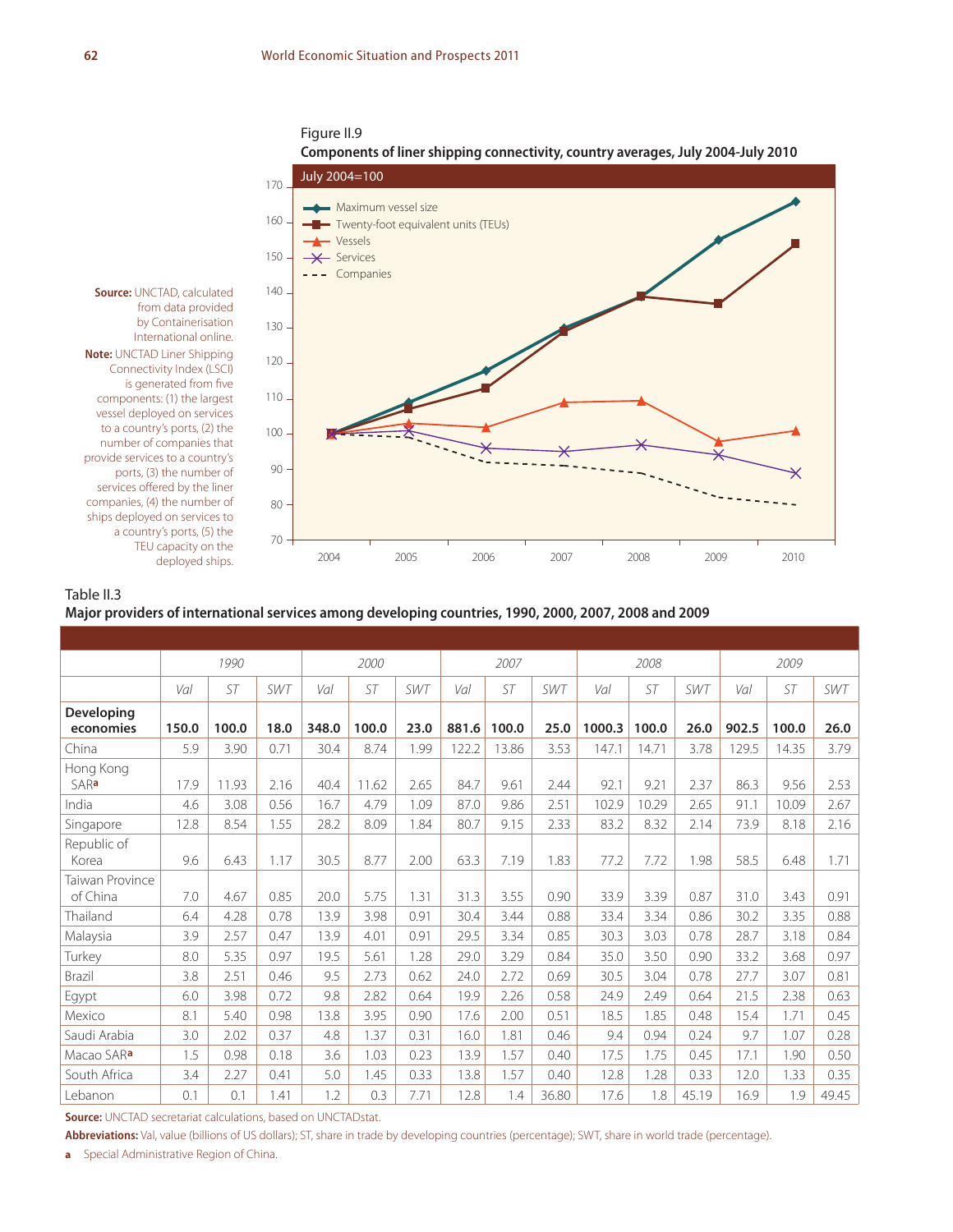Figure II.9

**Components of liner shipping connectivity, country averages, July 2004-July 2010**

July 2004=100

**Source:** UNCTAD, calculated from data provided by Containerisation International online.

**Note:** UNCTAD Liner Shipping Connectivity Index (LSCI) is generated from five components: (1) the largest vessel deployed on services to a country's ports, (2) the number of companies that provide services to a country's ports, (3) the number of services offered by the liner companies, (4) the number of ships deployed on services to a country's ports, (5) the TEU capacity on the deployed ships.

Table II.3

**Major providers of international services among developing countries, 1990, 2000, 2007, 2008 and 2009**

| | 1990 | | | 2000 | | | 2007 | | | 2008 | | | 2009 | | |
|---|---|---|---|---|---|---|---|---|---|---|---|---|---|---|---|
| | *Val* | *ST* | *SWT* | *Val* | *ST* | *SWT* | *Val* | *ST* | *SWT* | *Val* | *ST* | *SWT* | *Val* | *ST* | *SWT* |
| **Developing economies** | **150.0** | **100.0** | **18.0** | **348.0** | **100.0** | **23.0** | **881.6** | **100.0** | **25.0** | **1000.3** | **100.0** | **26.0** | **902.5** | **100.0** | **26.0** |
| China | 5.9 | 3.90 | 0.71 | 30.4 | 8.74 | 1.99 | 122.2 | 13.86 | 3.53 | 147.1 | 14.71 | 3.78 | 129.5 | 14.35 | 3.79 |
| Hong Kong SAR[a] | 17.9 | 11.93 | 2.16 | 40.4 | 11.62 | 2.65 | 84.7 | 9.61 | 2.44 | 92.1 | 9.21 | 2.37 | 86.3 | 9.56 | 2.53 |
| India | 4.6 | 3.08 | 0.56 | 16.7 | 4.79 | 1.09 | 87.0 | 9.86 | 2.51 | 102.9 | 10.29 | 2.65 | 91.1 | 10.09 | 2.67 |
| Singapore | 12.8 | 8.54 | 1.55 | 28.2 | 8.09 | 1.84 | 80.7 | 9.15 | 2.33 | 83.2 | 8.32 | 2.14 | 73.9 | 8.18 | 2.16 |
| Republic of Korea | 9.6 | 6.43 | 1.17 | 30.5 | 8.77 | 2.00 | 63.3 | 7.19 | 1.83 | 77.2 | 7.72 | 1.98 | 58.5 | 6.48 | 1.71 |
| Taiwan Province of China | 7.0 | 4.67 | 0.85 | 20.0 | 5.75 | 1.31 | 31.3 | 3.55 | 0.90 | 33.9 | 3.39 | 0.87 | 31.0 | 3.43 | 0.91 |
| Thailand | 6.4 | 4.28 | 0.78 | 13.9 | 3.98 | 0.91 | 30.4 | 3.44 | 0.88 | 33.4 | 3.34 | 0.86 | 30.2 | 3.35 | 0.88 |
| Malaysia | 3.9 | 2.57 | 0.47 | 13.9 | 4.01 | 0.91 | 29.5 | 3.34 | 0.85 | 30.3 | 3.03 | 0.78 | 28.7 | 3.18 | 0.84 |
| Turkey | 8.0 | 5.35 | 0.97 | 19.5 | 5.61 | 1.28 | 29.0 | 3.29 | 0.84 | 35.0 | 3.50 | 0.90 | 33.2 | 3.68 | 0.97 |
| Brazil | 3.8 | 2.51 | 0.46 | 9.5 | 2.73 | 0.62 | 24.0 | 2.72 | 0.69 | 30.5 | 3.04 | 0.78 | 27.7 | 3.07 | 0.81 |
| Egypt | 6.0 | 3.98 | 0.72 | 9.8 | 2.82 | 0.64 | 19.9 | 2.26 | 0.58 | 24.9 | 2.49 | 0.64 | 21.5 | 2.38 | 0.63 |
| Mexico | 8.1 | 5.40 | 0.98 | 13.8 | 3.95 | 0.90 | 17.6 | 2.00 | 0.51 | 18.5 | 1.85 | 0.48 | 15.4 | 1.71 | 0.45 |
| Saudi Arabia | 3.0 | 2.02 | 0.37 | 4.8 | 1.37 | 0.31 | 16.0 | 1.81 | 0.46 | 9.4 | 0.94 | 0.24 | 9.7 | 1.07 | 0.28 |
| Macao SAR[a] | 1.5 | 0.98 | 0.18 | 3.6 | 1.03 | 0.23 | 13.9 | 1.57 | 0.40 | 17.5 | 1.75 | 0.45 | 17.1 | 1.90 | 0.50 |
| South Africa | 3.4 | 2.27 | 0.41 | 5.0 | 1.45 | 0.33 | 13.8 | 1.57 | 0.40 | 12.8 | 1.28 | 0.33 | 12.0 | 1.33 | 0.35 |
| Lebanon | 0.1 | 0.1 | 1.41 | 1.2 | 0.3 | 7.71 | 12.8 | 1.4 | 36.80 | 17.6 | 1.8 | 45.19 | 16.9 | 1.9 | 49.45 |

**Source:** UNCTAD secretariat calculations, based on UNCTADstat.

**Abbreviations:** Val, value (billions of US dollars); ST, share in trade by developing countries (percentage); SWT, share in world trade (percentage).

a Special Administrative Region of China.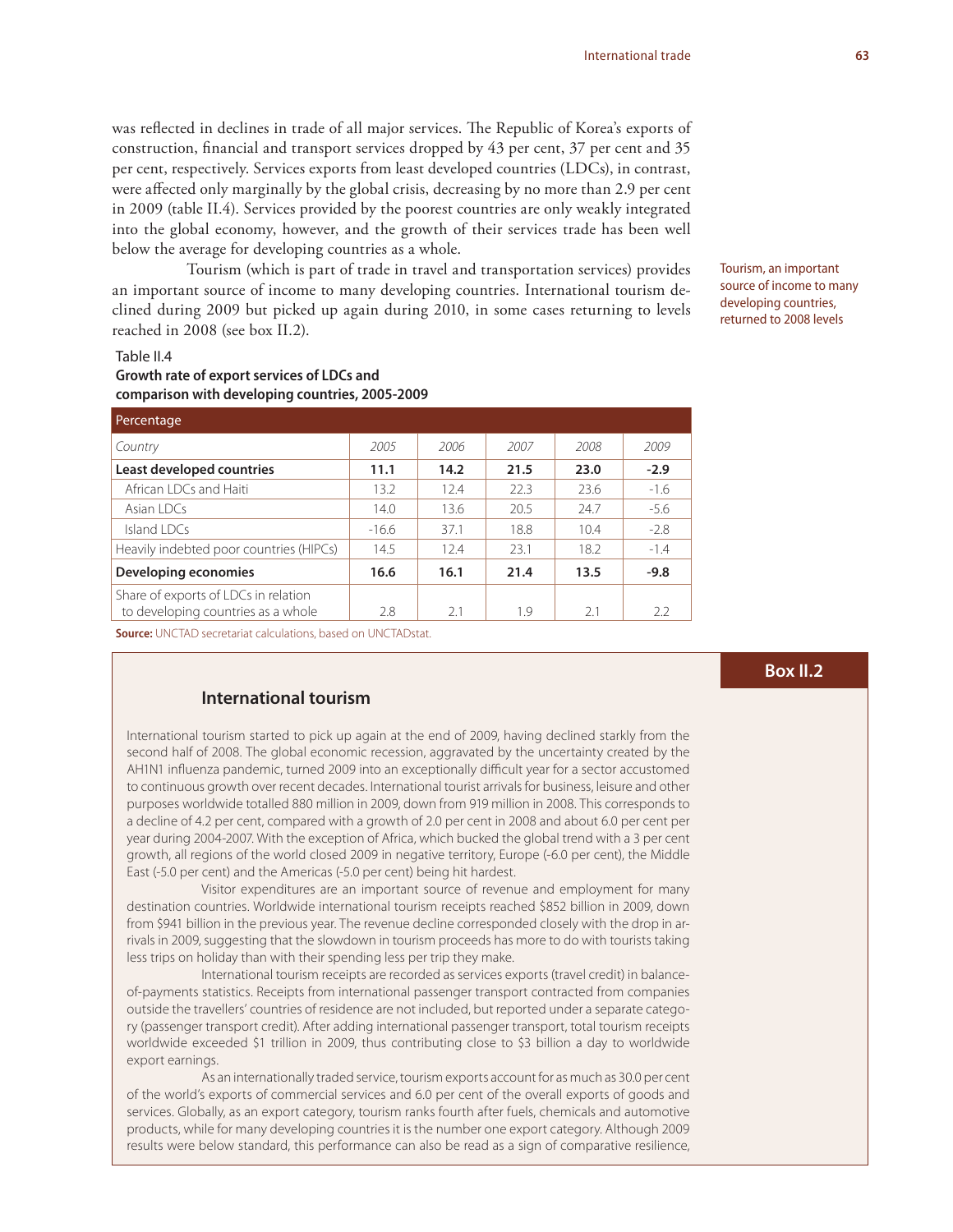was reflected in declines in trade of all major services. The Republic of Korea's exports of construction, financial and transport services dropped by 43 per cent, 37 per cent and 35 per cent, respectively. Services exports from least developed countries (LDCs), in contrast, were affected only marginally by the global crisis, decreasing by no more than 2.9 per cent in 2009 (table II.4). Services provided by the poorest countries are only weakly integrated into the global economy, however, and the growth of their services trade has been well below the average for developing countries as a whole.

Tourism (which is part of trade in travel and transportation services) provides an important source of income to many developing countries. International tourism declined during 2009 but picked up again during 2010, in some cases returning to levels reached in 2008 (see box II.2).

Tourism, an important source of income to many developing countries, returned to 2008 levels

Table II.4
**Growth rate of export services of LDCs and comparison with developing countries, 2005-2009**

| Percentage | | | | | |
|---|---|---|---|---|---|
| *Country* | *2005* | *2006* | *2007* | *2008* | *2009* |
| **Least developed countries** | **11.1** | **14.2** | **21.5** | **23.0** | **-2.9** |
| African LDCs and Haiti | 13.2 | 12.4 | 22.3 | 23.6 | -1.6 |
| Asian LDCs | 14.0 | 13.6 | 20.5 | 24.7 | -5.6 |
| Island LDCs | -16.6 | 37.1 | 18.8 | 10.4 | -2.8 |
| Heavily indebted poor countries (HIPCs) | 14.5 | 12.4 | 23.1 | 18.2 | -1.4 |
| **Developing economies** | **16.6** | **16.1** | **21.4** | **13.5** | **-9.8** |
| Share of exports of LDCs in relation to developing countries as a whole | 2.8 | 2.1 | 1.9 | 2.1 | 2.2 |

**Source:** UNCTAD secretariat calculations, based on UNCTADstat.

**Box II.2**

## International tourism

International tourism started to pick up again at the end of 2009, having declined starkly from the second half of 2008. The global economic recession, aggravated by the uncertainty created by the AH1N1 influenza pandemic, turned 2009 into an exceptionally difficult year for a sector accustomed to continuous growth over recent decades. International tourist arrivals for business, leisure and other purposes worldwide totalled 880 million in 2009, down from 919 million in 2008. This corresponds to a decline of 4.2 per cent, compared with a growth of 2.0 per cent in 2008 and about 6.0 per cent per year during 2004-2007. With the exception of Africa, which bucked the global trend with a 3 per cent growth, all regions of the world closed 2009 in negative territory, Europe (-6.0 per cent), the Middle East (-5.0 per cent) and the Americas (-5.0 per cent) being hit hardest.

Visitor expenditures are an important source of revenue and employment for many destination countries. Worldwide international tourism receipts reached $852 billion in 2009, down from $941 billion in the previous year. The revenue decline corresponded closely with the drop in arrivals in 2009, suggesting that the slowdown in tourism proceeds has more to do with tourists taking less trips on holiday than with their spending less per trip they make.

International tourism receipts are recorded as services exports (travel credit) in balance-of-payments statistics. Receipts from international passenger transport contracted from companies outside the travellers' countries of residence are not included, but reported under a separate category (passenger transport credit). After adding international passenger transport, total tourism receipts worldwide exceeded $1 trillion in 2009, thus contributing close to $3 billion a day to worldwide export earnings.

As an internationally traded service, tourism exports account for as much as 30.0 per cent of the world's exports of commercial services and 6.0 per cent of the overall exports of goods and services. Globally, as an export category, tourism ranks fourth after fuels, chemicals and automotive products, while for many developing countries it is the number one export category. Although 2009 results were below standard, this performance can also be read as a sign of comparative resilience,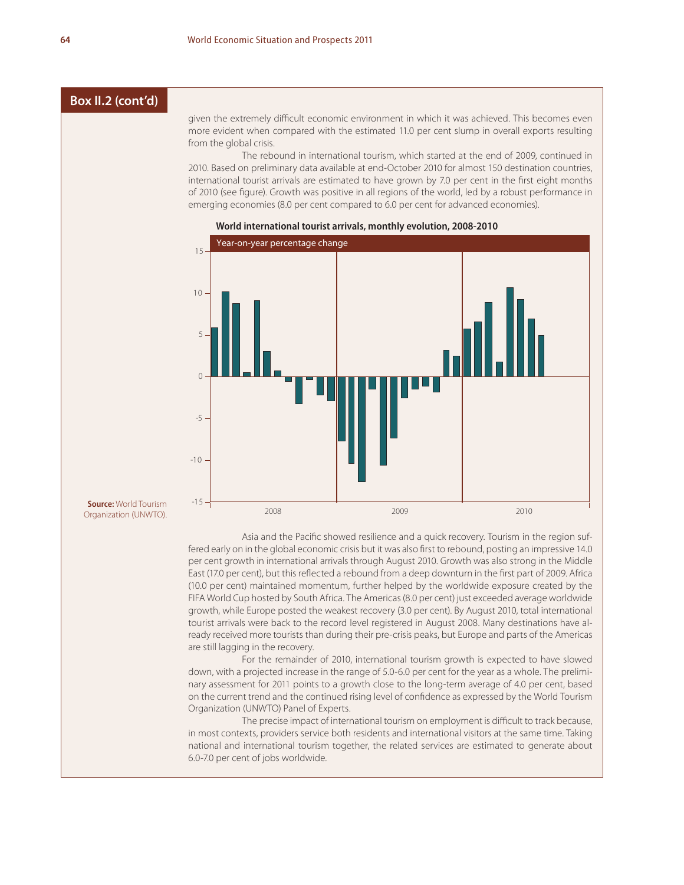## Box II.2 (cont'd)

given the extremely difficult economic environment in which it was achieved. This becomes even more evident when compared with the estimated 11.0 per cent slump in overall exports resulting from the global crisis.

The rebound in international tourism, which started at the end of 2009, continued in 2010. Based on preliminary data available at end-October 2010 for almost 150 destination countries, international tourist arrivals are estimated to have grown by 7.0 per cent in the first eight months of 2010 (see figure). Growth was positive in all regions of the world, led by a robust performance in emerging economies (8.0 per cent compared to 6.0 per cent for advanced economies).

**World international tourist arrivals, monthly evolution, 2008-2010**

Year-on-year percentage change

**Source:** World Tourism Organization (UNWTO).

Asia and the Pacific showed resilience and a quick recovery. Tourism in the region suffered early on in the global economic crisis but it was also first to rebound, posting an impressive 14.0 per cent growth in international arrivals through August 2010. Growth was also strong in the Middle East (17.0 per cent), but this reflected a rebound from a deep downturn in the first part of 2009. Africa (10.0 per cent) maintained momentum, further helped by the worldwide exposure created by the FIFA World Cup hosted by South Africa. The Americas (8.0 per cent) just exceeded average worldwide growth, while Europe posted the weakest recovery (3.0 per cent). By August 2010, total international tourist arrivals were back to the record level registered in August 2008. Many destinations have already received more tourists than during their pre-crisis peaks, but Europe and parts of the Americas are still lagging in the recovery.

For the remainder of 2010, international tourism growth is expected to have slowed down, with a projected increase in the range of 5.0-6.0 per cent for the year as a whole. The preliminary assessment for 2011 points to a growth close to the long-term average of 4.0 per cent, based on the current trend and the continued rising level of confidence as expressed by the World Tourism Organization (UNWTO) Panel of Experts.

The precise impact of international tourism on employment is difficult to track because, in most contexts, providers service both residents and international visitors at the same time. Taking national and international tourism together, the related services are estimated to generate about 6.0-7.0 per cent of jobs worldwide.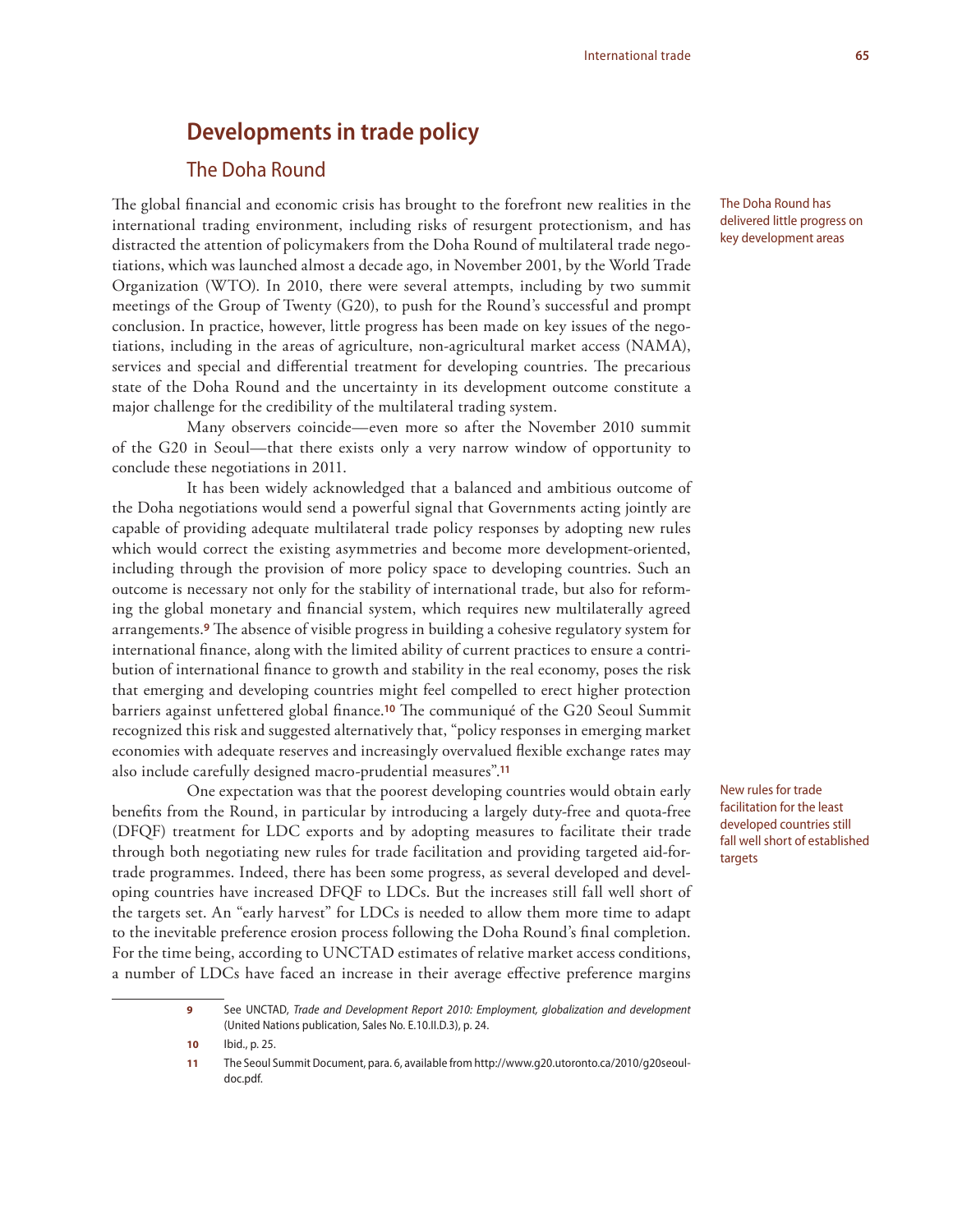## Developments in trade policy

### The Doha Round

The global financial and economic crisis has brought to the forefront new realities in the international trading environment, including risks of resurgent protectionism, and has distracted the attention of policymakers from the Doha Round of multilateral trade negotiations, which was launched almost a decade ago, in November 2001, by the World Trade Organization (WTO). In 2010, there were several attempts, including by two summit meetings of the Group of Twenty (G20), to push for the Round's successful and prompt conclusion. In practice, however, little progress has been made on key issues of the negotiations, including in the areas of agriculture, non-agricultural market access (NAMA), services and special and differential treatment for developing countries. The precarious state of the Doha Round and the uncertainty in its development outcome constitute a major challenge for the credibility of the multilateral trading system.

The Doha Round has delivered little progress on key development areas

Many observers coincide—even more so after the November 2010 summit of the G20 in Seoul—that there exists only a very narrow window of opportunity to conclude these negotiations in 2011.

It has been widely acknowledged that a balanced and ambitious outcome of the Doha negotiations would send a powerful signal that Governments acting jointly are capable of providing adequate multilateral trade policy responses by adopting new rules which would correct the existing asymmetries and become more development-oriented, including through the provision of more policy space to developing countries. Such an outcome is necessary not only for the stability of international trade, but also for reforming the global monetary and financial system, which requires new multilaterally agreed arrangements.[9] The absence of visible progress in building a cohesive regulatory system for international finance, along with the limited ability of current practices to ensure a contribution of international finance to growth and stability in the real economy, poses the risk that emerging and developing countries might feel compelled to erect higher protection barriers against unfettered global finance.[10] The communiqué of the G20 Seoul Summit recognized this risk and suggested alternatively that, "policy responses in emerging market economies with adequate reserves and increasingly overvalued flexible exchange rates may also include carefully designed macro-prudential measures".[11]

One expectation was that the poorest developing countries would obtain early benefits from the Round, in particular by introducing a largely duty-free and quota-free (DFQF) treatment for LDC exports and by adopting measures to facilitate their trade through both negotiating new rules for trade facilitation and providing targeted aid-for-trade programmes. Indeed, there has been some progress, as several developed and developing countries have increased DFQF to LDCs. But the increases still fall well short of the targets set. An "early harvest" for LDCs is needed to allow them more time to adapt to the inevitable preference erosion process following the Doha Round's final completion. For the time being, according to UNCTAD estimates of relative market access conditions, a number of LDCs have faced an increase in their average effective preference margins

New rules for trade facilitation for the least developed countries still fall well short of established targets

---

9 See UNCTAD, *Trade and Development Report 2010: Employment, globalization and development* (United Nations publication, Sales No. E.10.II.D.3), p. 24.

10 Ibid., p. 25.

11 The Seoul Summit Document, para. 6, available from http://www.g20.utoronto.ca/2010/g20seoul-doc.pdf.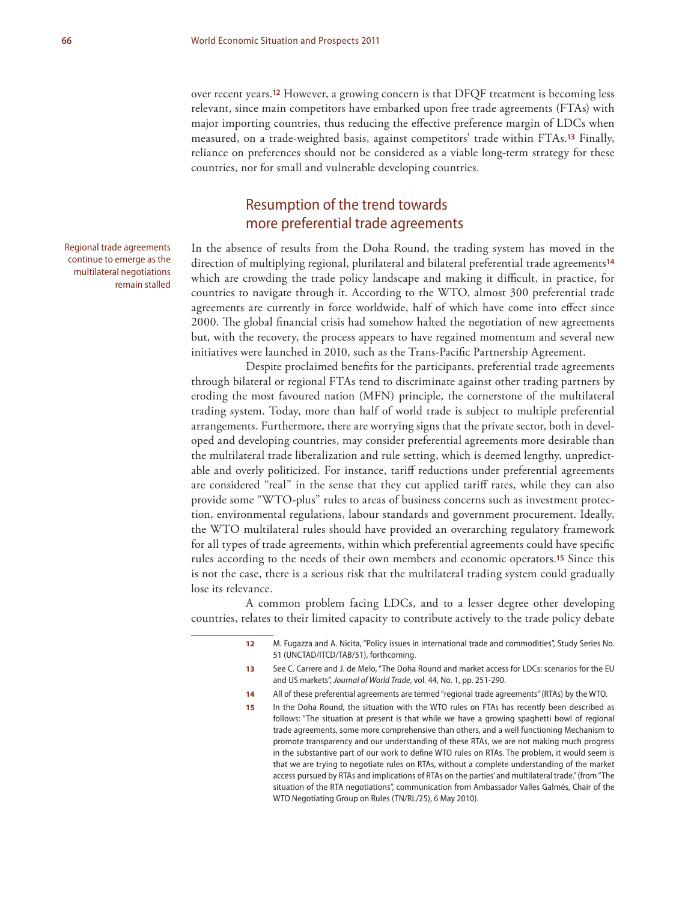over recent years.[12] However, a growing concern is that DFQF treatment is becoming less relevant, since main competitors have embarked upon free trade agreements (FTAs) with major importing countries, thus reducing the effective preference margin of LDCs when measured, on a trade-weighted basis, against competitors' trade within FTAs.[13] Finally, reliance on preferences should not be considered as a viable long-term strategy for these countries, nor for small and vulnerable developing countries.

## Resumption of the trend towards more preferential trade agreements

Regional trade agreements continue to emerge as the multilateral negotiations remain stalled

In the absence of results from the Doha Round, the trading system has moved in the direction of multiplying regional, plurilateral and bilateral preferential trade agreements[14] which are crowding the trade policy landscape and making it difficult, in practice, for countries to navigate through it. According to the WTO, almost 300 preferential trade agreements are currently in force worldwide, half of which have come into effect since 2000. The global financial crisis had somehow halted the negotiation of new agreements but, with the recovery, the process appears to have regained momentum and several new initiatives were launched in 2010, such as the Trans-Pacific Partnership Agreement.

Despite proclaimed benefits for the participants, preferential trade agreements through bilateral or regional FTAs tend to discriminate against other trading partners by eroding the most favoured nation (MFN) principle, the cornerstone of the multilateral trading system. Today, more than half of world trade is subject to multiple preferential arrangements. Furthermore, there are worrying signs that the private sector, both in developed and developing countries, may consider preferential agreements more desirable than the multilateral trade liberalization and rule setting, which is deemed lengthy, unpredictable and overly politicized. For instance, tariff reductions under preferential agreements are considered "real" in the sense that they cut applied tariff rates, while they can also provide some "WTO-plus" rules to areas of business concerns such as investment protection, environmental regulations, labour standards and government procurement. Ideally, the WTO multilateral rules should have provided an overarching regulatory framework for all types of trade agreements, within which preferential agreements could have specific rules according to the needs of their own members and economic operators.[15] Since this is not the case, there is a serious risk that the multilateral trading system could gradually lose its relevance.

A common problem facing LDCs, and to a lesser degree other developing countries, relates to their limited capacity to contribute actively to the trade policy debate

---

12 M. Fugazza and A. Nicita, "Policy issues in international trade and commodities", Study Series No. 51 (UNCTAD/ITCD/TAB/51), forthcoming.

13 See C. Carrere and J. de Melo, "The Doha Round and market access for LDCs: scenarios for the EU and US markets", *Journal of World Trade*, vol. 44, No. 1, pp. 251-290.

14 All of these preferential agreements are termed "regional trade agreements" (RTAs) by the WTO.

15 In the Doha Round, the situation with the WTO rules on FTAs has recently been described as follows: "The situation at present is that while we have a growing spaghetti bowl of regional trade agreements, some more comprehensive than others, and a well functioning Mechanism to promote transparency and our understanding of these RTAs, we are not making much progress in the substantive part of our work to define WTO rules on RTAs. The problem, it would seem is that we are trying to negotiate rules on RTAs, without a complete understanding of the market access pursued by RTAs and implications of RTAs on the parties' and multilateral trade." (from "The situation of the RTA negotiations", communication from Ambassador Valles Galmés, Chair of the WTO Negotiating Group on Rules (TN/RL/25), 6 May 2010).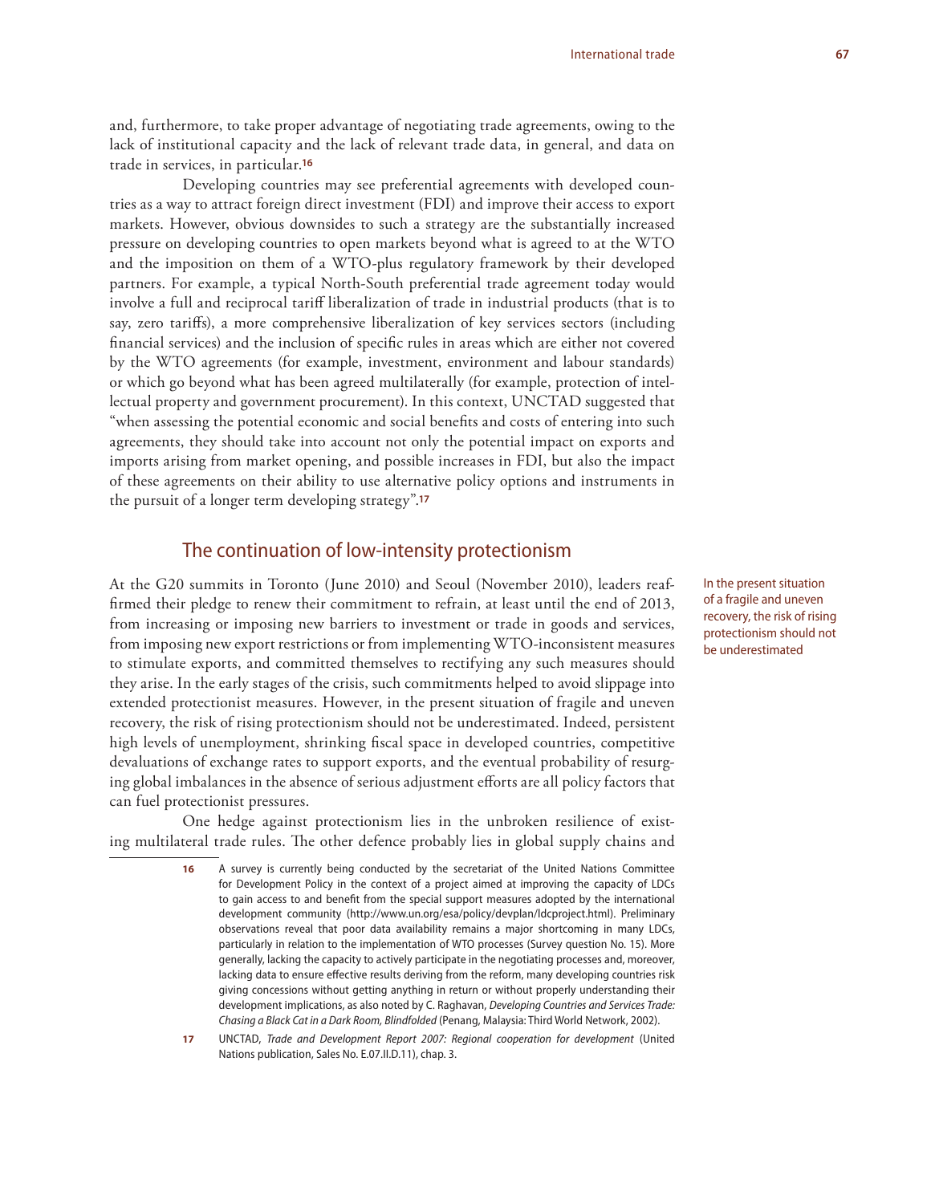and, furthermore, to take proper advantage of negotiating trade agreements, owing to the lack of institutional capacity and the lack of relevant trade data, in general, and data on trade in services, in particular.[16]

Developing countries may see preferential agreements with developed countries as a way to attract foreign direct investment (FDI) and improve their access to export markets. However, obvious downsides to such a strategy are the substantially increased pressure on developing countries to open markets beyond what is agreed to at the WTO and the imposition on them of a WTO-plus regulatory framework by their developed partners. For example, a typical North-South preferential trade agreement today would involve a full and reciprocal tariff liberalization of trade in industrial products (that is to say, zero tariffs), a more comprehensive liberalization of key services sectors (including financial services) and the inclusion of specific rules in areas which are either not covered by the WTO agreements (for example, investment, environment and labour standards) or which go beyond what has been agreed multilaterally (for example, protection of intellectual property and government procurement). In this context, UNCTAD suggested that "when assessing the potential economic and social benefits and costs of entering into such agreements, they should take into account not only the potential impact on exports and imports arising from market opening, and possible increases in FDI, but also the impact of these agreements on their ability to use alternative policy options and instruments in the pursuit of a longer term developing strategy".[17]

## The continuation of low-intensity protectionism

In the present situation of a fragile and uneven recovery, the risk of rising protectionism should not be underestimated

At the G20 summits in Toronto (June 2010) and Seoul (November 2010), leaders reaffirmed their pledge to renew their commitment to refrain, at least until the end of 2013, from increasing or imposing new barriers to investment or trade in goods and services, from imposing new export restrictions or from implementing WTO-inconsistent measures to stimulate exports, and committed themselves to rectifying any such measures should they arise. In the early stages of the crisis, such commitments helped to avoid slippage into extended protectionist measures. However, in the present situation of fragile and uneven recovery, the risk of rising protectionism should not be underestimated. Indeed, persistent high levels of unemployment, shrinking fiscal space in developed countries, competitive devaluations of exchange rates to support exports, and the eventual probability of resurging global imbalances in the absence of serious adjustment efforts are all policy factors that can fuel protectionist pressures.

One hedge against protectionism lies in the unbroken resilience of existing multilateral trade rules. The other defence probably lies in global supply chains and

---

16 A survey is currently being conducted by the secretariat of the United Nations Committee for Development Policy in the context of a project aimed at improving the capacity of LDCs to gain access to and benefit from the special support measures adopted by the international development community (http://www.un.org/esa/policy/devplan/ldcproject.html). Preliminary observations reveal that poor data availability remains a major shortcoming in many LDCs, particularly in relation to the implementation of WTO processes (Survey question No. 15). More generally, lacking the capacity to actively participate in the negotiating processes and, moreover, lacking data to ensure effective results deriving from the reform, many developing countries risk giving concessions without getting anything in return or without properly understanding their development implications, as also noted by C. Raghavan, *Developing Countries and Services Trade: Chasing a Black Cat in a Dark Room, Blindfolded* (Penang, Malaysia: Third World Network, 2002).

17 UNCTAD, *Trade and Development Report 2007: Regional cooperation for development* (United Nations publication, Sales No. E.07.II.D.11), chap. 3.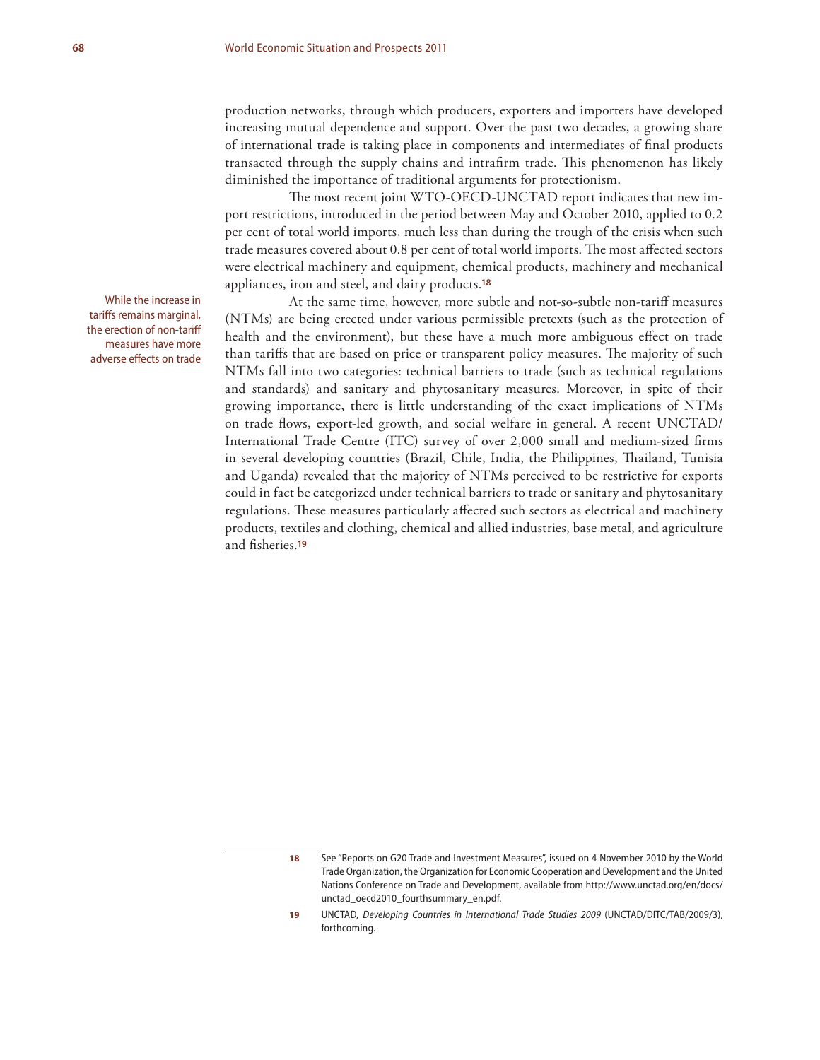production networks, through which producers, exporters and importers have developed increasing mutual dependence and support. Over the past two decades, a growing share of international trade is taking place in components and intermediates of final products transacted through the supply chains and intrafirm trade. This phenomenon has likely diminished the importance of traditional arguments for protectionism.

The most recent joint WTO-OECD-UNCTAD report indicates that new import restrictions, introduced in the period between May and October 2010, applied to 0.2 per cent of total world imports, much less than during the trough of the crisis when such trade measures covered about 0.8 per cent of total world imports. The most affected sectors were electrical machinery and equipment, chemical products, machinery and mechanical appliances, iron and steel, and dairy products.[18]

While the increase in tariffs remains marginal, the erection of non-tariff measures have more adverse effects on trade

At the same time, however, more subtle and not-so-subtle non-tariff measures (NTMs) are being erected under various permissible pretexts (such as the protection of health and the environment), but these have a much more ambiguous effect on trade than tariffs that are based on price or transparent policy measures. The majority of such NTMs fall into two categories: technical barriers to trade (such as technical regulations and standards) and sanitary and phytosanitary measures. Moreover, in spite of their growing importance, there is little understanding of the exact implications of NTMs on trade flows, export-led growth, and social welfare in general. A recent UNCTAD/International Trade Centre (ITC) survey of over 2,000 small and medium-sized firms in several developing countries (Brazil, Chile, India, the Philippines, Thailand, Tunisia and Uganda) revealed that the majority of NTMs perceived to be restrictive for exports could in fact be categorized under technical barriers to trade or sanitary and phytosanitary regulations. These measures particularly affected such sectors as electrical and machinery products, textiles and clothing, chemical and allied industries, base metal, and agriculture and fisheries.[19]

---

18 See "Reports on G20 Trade and Investment Measures", issued on 4 November 2010 by the World Trade Organization, the Organization for Economic Cooperation and Development and the United Nations Conference on Trade and Development, available from http://www.unctad.org/en/docs/unctad_oecd2010_fourthsummary_en.pdf.

19 UNCTAD, *Developing Countries in International Trade Studies 2009* (UNCTAD/DITC/TAB/2009/3), forthcoming.